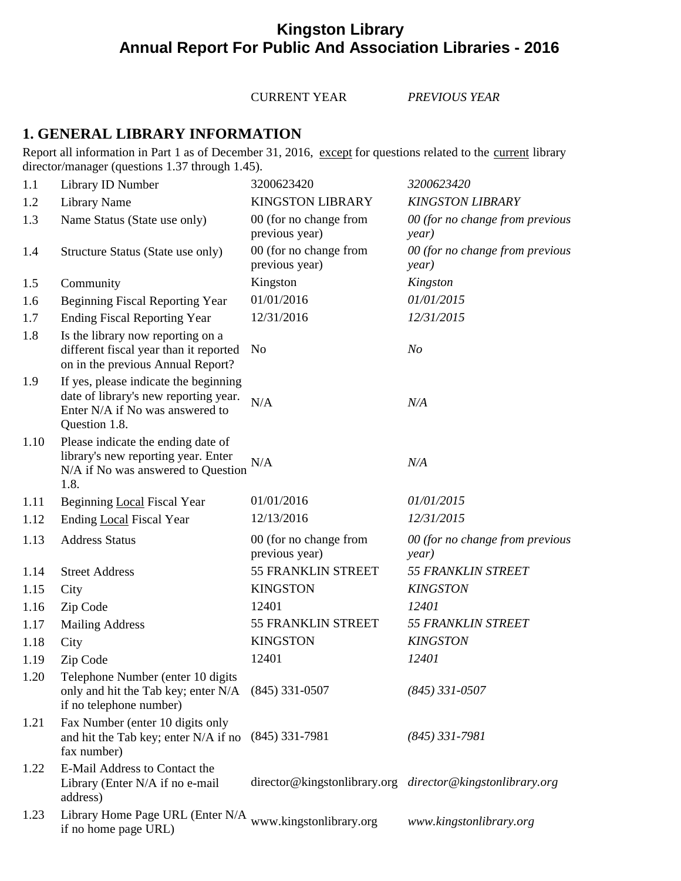# Kingston Library
# Annual Report For Public And Association Libraries - 2016

## 1. GENERAL LIBRARY INFORMATION

Report all information in Part 1 as of December 31, 2016, except for questions related to the current library director/manager (questions 1.37 through 1.45).

| | | CURRENT YEAR | *PREVIOUS YEAR* |
|---|---|---|---|
| 1.1 | Library ID Number | 3200623420 | *3200623420* |
| 1.2 | Library Name | KINGSTON LIBRARY | *KINGSTON LIBRARY* |
| 1.3 | Name Status (State use only) | 00 (for no change from previous year) | *00 (for no change from previous year)* |
| 1.4 | Structure Status (State use only) | 00 (for no change from previous year) | *00 (for no change from previous year)* |
| 1.5 | Community | Kingston | *Kingston* |
| 1.6 | Beginning Fiscal Reporting Year | 01/01/2016 | *01/01/2015* |
| 1.7 | Ending Fiscal Reporting Year | 12/31/2016 | *12/31/2015* |
| 1.8 | Is the library now reporting on a different fiscal year than it reported on in the previous Annual Report? | No | *No* |
| 1.9 | If yes, please indicate the beginning date of library's new reporting year. Enter N/A if No was answered to Question 1.8. | N/A | *N/A* |
| 1.10 | Please indicate the ending date of library's new reporting year. Enter N/A if No was answered to Question 1.8. | N/A | *N/A* |
| 1.11 | Beginning Local Fiscal Year | 01/01/2016 | *01/01/2015* |
| 1.12 | Ending Local Fiscal Year | 12/13/2016 | *12/31/2015* |
| 1.13 | Address Status | 00 (for no change from previous year) | *00 (for no change from previous year)* |
| 1.14 | Street Address | 55 FRANKLIN STREET | *55 FRANKLIN STREET* |
| 1.15 | City | KINGSTON | *KINGSTON* |
| 1.16 | Zip Code | 12401 | *12401* |
| 1.17 | Mailing Address | 55 FRANKLIN STREET | *55 FRANKLIN STREET* |
| 1.18 | City | KINGSTON | *KINGSTON* |
| 1.19 | Zip Code | 12401 | *12401* |
| 1.20 | Telephone Number (enter 10 digits only and hit the Tab key; enter N/A if no telephone number) | (845) 331-0507 | *(845) 331-0507* |
| 1.21 | Fax Number (enter 10 digits only and hit the Tab key; enter N/A if no fax number) | (845) 331-7981 | *(845) 331-7981* |
| 1.22 | E-Mail Address to Contact the Library (Enter N/A if no e-mail address) | director@kingstonlibrary.org | *director@kingstonlibrary.org* |
| 1.23 | Library Home Page URL (Enter N/A if no home page URL) | www.kingstonlibrary.org | *www.kingstonlibrary.org* |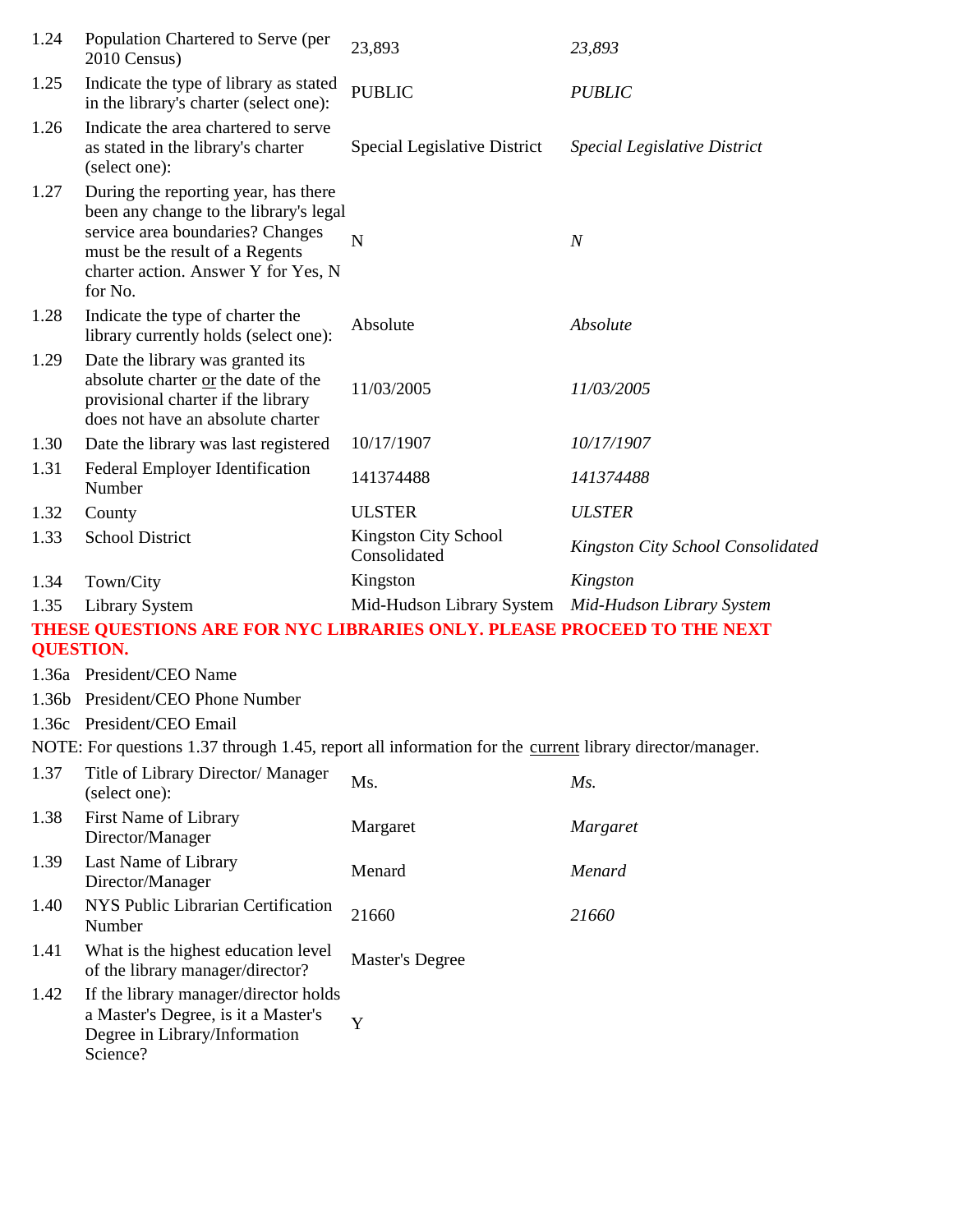| | | | |
|---|---|---|---|
| 1.24 | Population Chartered to Serve (per 2010 Census) | 23,893 | *23,893* |
| 1.25 | Indicate the type of library as stated in the library's charter (select one): | PUBLIC | *PUBLIC* |
| 1.26 | Indicate the area chartered to serve as stated in the library's charter (select one): | Special Legislative District | *Special Legislative District* |
| 1.27 | During the reporting year, has there been any change to the library's legal service area boundaries? Changes must be the result of a Regents charter action. Answer Y for Yes, N for No. | N | *N* |
| 1.28 | Indicate the type of charter the library currently holds (select one): | Absolute | *Absolute* |
| 1.29 | Date the library was granted its absolute charter or the date of the provisional charter if the library does not have an absolute charter | 11/03/2005 | *11/03/2005* |
| 1.30 | Date the library was last registered | 10/17/1907 | *10/17/1907* |
| 1.31 | Federal Employer Identification Number | 141374488 | *141374488* |
| 1.32 | County | ULSTER | *ULSTER* |
| 1.33 | School District | Kingston City School Consolidated | *Kingston City School Consolidated* |
| 1.34 | Town/City | Kingston | *Kingston* |
| 1.35 | Library System | Mid-Hudson Library System | *Mid-Hudson Library System* |

**THESE QUESTIONS ARE FOR NYC LIBRARIES ONLY. PLEASE PROCEED TO THE NEXT QUESTION.**

| | | | |
|---|---|---|---|
| 1.36a | President/CEO Name | | |
| 1.36b | President/CEO Phone Number | | |
| 1.36c | President/CEO Email | | |

NOTE: For questions 1.37 through 1.45, report all information for the current library director/manager.

| | | | |
|---|---|---|---|
| 1.37 | Title of Library Director/ Manager (select one): | Ms. | *Ms.* |
| 1.38 | First Name of Library Director/Manager | Margaret | *Margaret* |
| 1.39 | Last Name of Library Director/Manager | Menard | *Menard* |
| 1.40 | NYS Public Librarian Certification Number | 21660 | *21660* |
| 1.41 | What is the highest education level of the library manager/director? | Master's Degree | |
| 1.42 | If the library manager/director holds a Master's Degree, is it a Master's Degree in Library/Information Science? | Y | |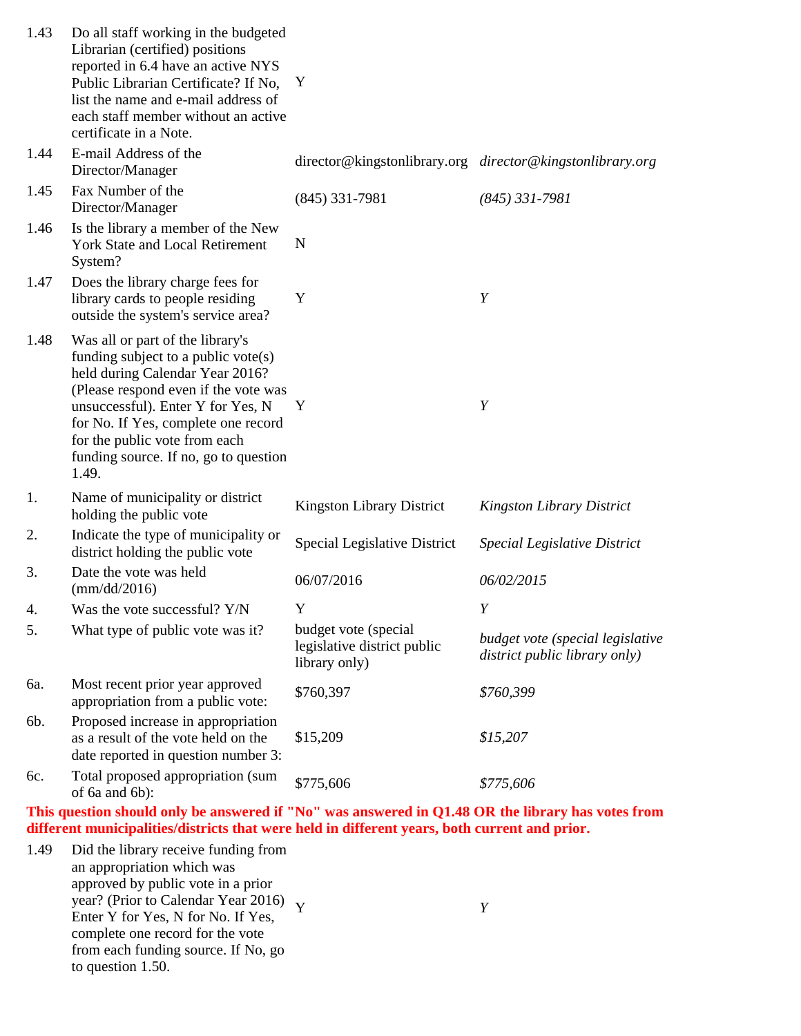| | | | |
|---|---|---|---|
| 1.43 | Do all staff working in the budgeted Librarian (certified) positions reported in 6.4 have an active NYS Public Librarian Certificate? If No, list the name and e-mail address of each staff member without an active certificate in a Note. | Y | |
| 1.44 | E-mail Address of the Director/Manager | director@kingstonlibrary.org | *director@kingstonlibrary.org* |
| 1.45 | Fax Number of the Director/Manager | (845) 331-7981 | *(845) 331-7981* |
| 1.46 | Is the library a member of the New York State and Local Retirement System? | N | |
| 1.47 | Does the library charge fees for library cards to people residing outside the system's service area? | Y | *Y* |
| 1.48 | Was all or part of the library's funding subject to a public vote(s) held during Calendar Year 2016? (Please respond even if the vote was unsuccessful). Enter Y for Yes, N for No. If Yes, complete one record for the public vote from each funding source. If no, go to question 1.49. | Y | *Y* |
| 1. | Name of municipality or district holding the public vote | Kingston Library District | *Kingston Library District* |
| 2. | Indicate the type of municipality or district holding the public vote | Special Legislative District | *Special Legislative District* |
| 3. | Date the vote was held (mm/dd/2016) | 06/07/2016 | *06/02/2015* |
| 4. | Was the vote successful? Y/N | Y | *Y* |
| 5. | What type of public vote was it? | budget vote (special legislative district public library only) | *budget vote (special legislative district public library only)* |
| 6a. | Most recent prior year approved appropriation from a public vote: | $760,397 | *$760,399* |
| 6b. | Proposed increase in appropriation as a result of the vote held on the date reported in question number 3: | $15,209 | *$15,207* |
| 6c. | Total proposed appropriation (sum of 6a and 6b): | $775,606 | *$775,606* |

**This question should only be answered if "No" was answered in Q1.48 OR the library has votes from different municipalities/districts that were held in different years, both current and prior.**

| | | | |
|---|---|---|---|
| 1.49 | Did the library receive funding from an appropriation which was approved by public vote in a prior year? (Prior to Calendar Year 2016) Enter Y for Yes, N for No. If Yes, complete one record for the vote from each funding source. If No, go to question 1.50. | Y | *Y* |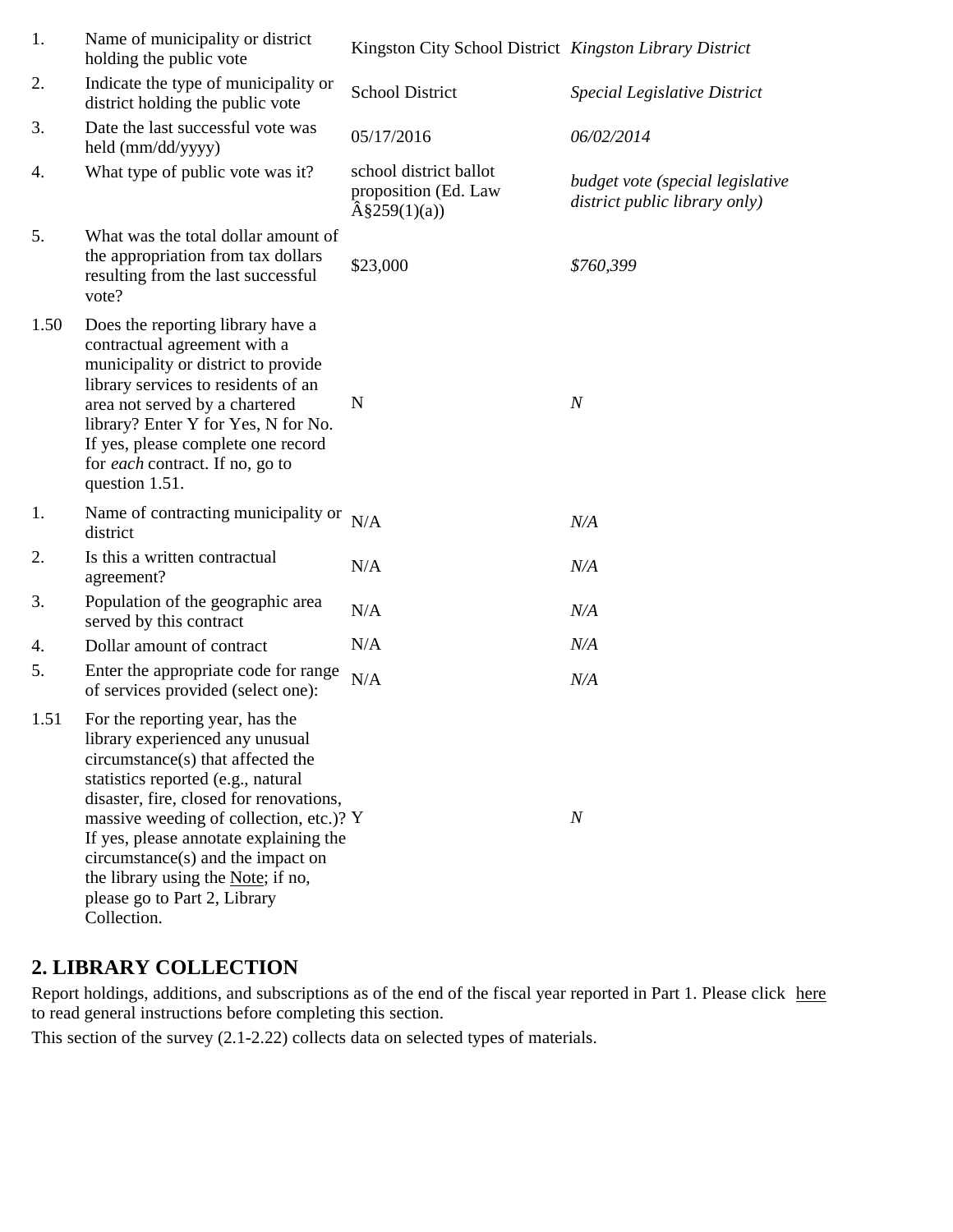| | | | |
|---|---|---|---|
| 1. | Name of municipality or district holding the public vote | Kingston City School District | *Kingston Library District* |
| 2. | Indicate the type of municipality or district holding the public vote | School District | *Special Legislative District* |
| 3. | Date the last successful vote was held (mm/dd/yyyy) | 05/17/2016 | *06/02/2014* |
| 4. | What type of public vote was it? | school district ballot proposition (Ed. Law Â§259(1)(a)) | *budget vote (special legislative district public library only)* |
| 5. | What was the total dollar amount of the appropriation from tax dollars resulting from the last successful vote? | $23,000 | *$760,399* |
| 1.50 | Does the reporting library have a contractual agreement with a municipality or district to provide library services to residents of an area not served by a chartered library? Enter Y for Yes, N for No. If yes, please complete one record for *each* contract. If no, go to question 1.51. | N | *N* |
| 1. | Name of contracting municipality or district | N/A | *N/A* |
| 2. | Is this a written contractual agreement? | N/A | *N/A* |
| 3. | Population of the geographic area served by this contract | N/A | *N/A* |
| 4. | Dollar amount of contract | N/A | *N/A* |
| 5. | Enter the appropriate code for range of services provided (select one): | N/A | *N/A* |
| 1.51 | For the reporting year, has the library experienced any unusual circumstance(s) that affected the statistics reported (e.g., natural disaster, fire, closed for renovations, massive weeding of collection, etc.)? If yes, please annotate explaining the circumstance(s) and the impact on the library using the Note; if no, please go to Part 2, Library Collection. | Y | *N* |

## 2. LIBRARY COLLECTION

Report holdings, additions, and subscriptions as of the end of the fiscal year reported in Part 1. Please click here to read general instructions before completing this section.

This section of the survey (2.1-2.22) collects data on selected types of materials.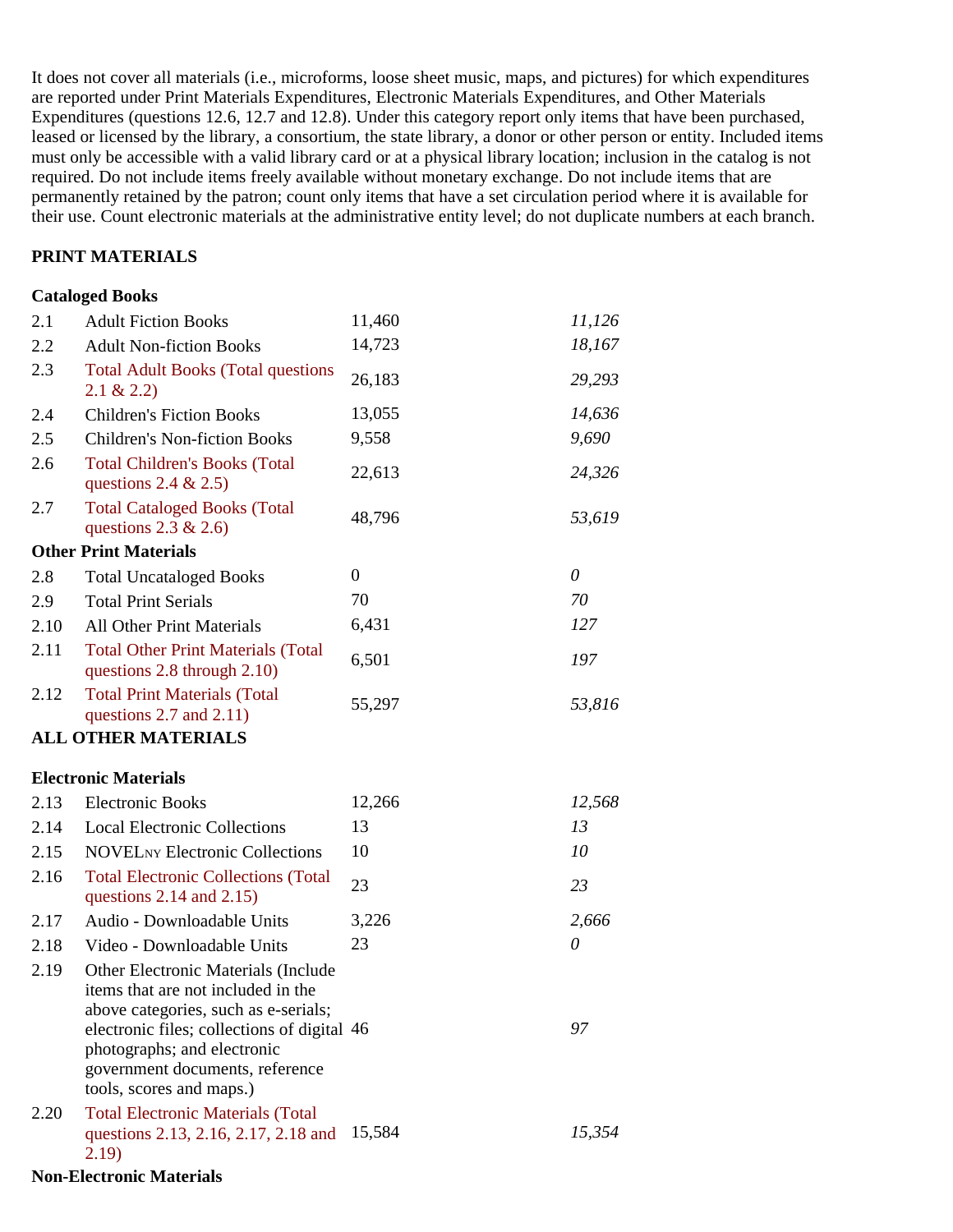It does not cover all materials (i.e., microforms, loose sheet music, maps, and pictures) for which expenditures are reported under Print Materials Expenditures, Electronic Materials Expenditures, and Other Materials Expenditures (questions 12.6, 12.7 and 12.8). Under this category report only items that have been purchased, leased or licensed by the library, a consortium, the state library, a donor or other person or entity. Included items must only be accessible with a valid library card or at a physical library location; inclusion in the catalog is not required. Do not include items freely available without monetary exchange. Do not include items that are permanently retained by the patron; count only items that have a set circulation period where it is available for their use. Count electronic materials at the administrative entity level; do not duplicate numbers at each branch.

**PRINT MATERIALS**

**Cataloged Books**

| | | | |
|---|---|---|---|
| 2.1 | Adult Fiction Books | 11,460 | *11,126* |
| 2.2 | Adult Non-fiction Books | 14,723 | *18,167* |
| 2.3 | Total Adult Books (Total questions 2.1 & 2.2) | 26,183 | *29,293* |
| 2.4 | Children's Fiction Books | 13,055 | *14,636* |
| 2.5 | Children's Non-fiction Books | 9,558 | *9,690* |
| 2.6 | Total Children's Books (Total questions 2.4 & 2.5) | 22,613 | *24,326* |
| 2.7 | Total Cataloged Books (Total questions 2.3 & 2.6) | 48,796 | *53,619* |
| **Other Print Materials** | | | |
| 2.8 | Total Uncataloged Books | 0 | *0* |
| 2.9 | Total Print Serials | 70 | *70* |
| 2.10 | All Other Print Materials | 6,431 | *127* |
| 2.11 | Total Other Print Materials (Total questions 2.8 through 2.10) | 6,501 | *197* |
| 2.12 | Total Print Materials (Total questions 2.7 and 2.11) | 55,297 | *53,816* |

**ALL OTHER MATERIALS**

**Electronic Materials**

| | | | |
|---|---|---|---|
| 2.13 | Electronic Books | 12,266 | *12,568* |
| 2.14 | Local Electronic Collections | 13 | *13* |
| 2.15 | NOVELNY Electronic Collections | 10 | *10* |
| 2.16 | Total Electronic Collections (Total questions 2.14 and 2.15) | 23 | *23* |
| 2.17 | Audio - Downloadable Units | 3,226 | *2,666* |
| 2.18 | Video - Downloadable Units | 23 | *0* |
| 2.19 | Other Electronic Materials (Include items that are not included in the above categories, such as e-serials; electronic files; collections of digital photographs; and electronic government documents, reference tools, scores and maps.) | 46 | *97* |
| 2.20 | Total Electronic Materials (Total questions 2.13, 2.16, 2.17, 2.18 and 2.19) | 15,584 | *15,354* |

**Non-Electronic Materials**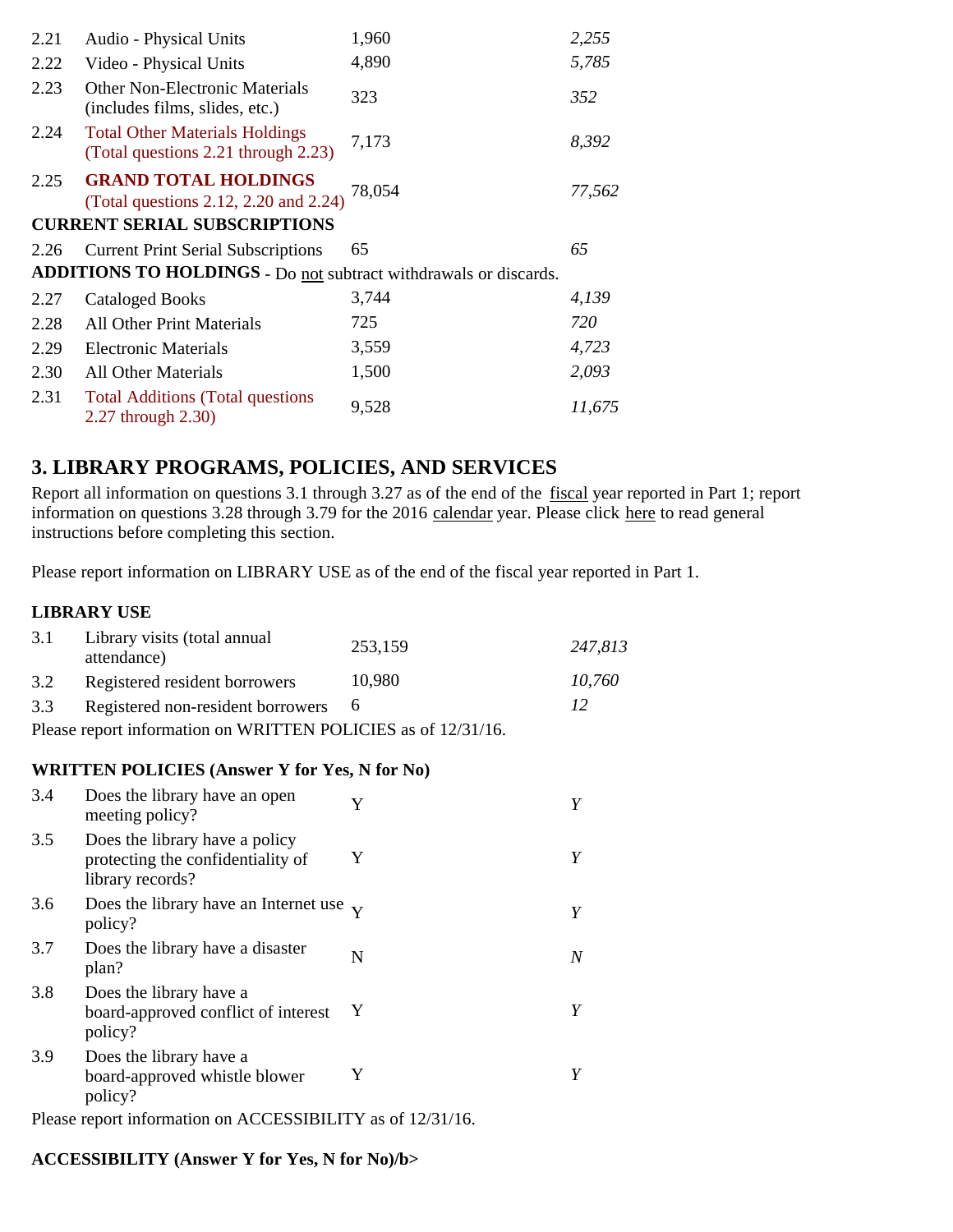| | | | |
|---|---|---|---|
| 2.21 | Audio - Physical Units | 1,960 | *2,255* |
| 2.22 | Video - Physical Units | 4,890 | *5,785* |
| 2.23 | Other Non-Electronic Materials (includes films, slides, etc.) | 323 | *352* |
| 2.24 | Total Other Materials Holdings (Total questions 2.21 through 2.23) | 7,173 | *8,392* |
| 2.25 | **GRAND TOTAL HOLDINGS** (Total questions 2.12, 2.20 and 2.24) | 78,054 | *77,562* |

**CURRENT SERIAL SUBSCRIPTIONS**

| | | | |
|---|---|---|---|
| 2.26 | Current Print Serial Subscriptions | 65 | *65* |

**ADDITIONS TO HOLDINGS** - Do not subtract withdrawals or discards.

| | | | |
|---|---|---|---|
| 2.27 | Cataloged Books | 3,744 | *4,139* |
| 2.28 | All Other Print Materials | 725 | *720* |
| 2.29 | Electronic Materials | 3,559 | *4,723* |
| 2.30 | All Other Materials | 1,500 | *2,093* |
| 2.31 | Total Additions (Total questions 2.27 through 2.30) | 9,528 | *11,675* |

## 3. LIBRARY PROGRAMS, POLICIES, AND SERVICES

Report all information on questions 3.1 through 3.27 as of the end of the fiscal year reported in Part 1; report information on questions 3.28 through 3.79 for the 2016 calendar year. Please click here to read general instructions before completing this section.

Please report information on LIBRARY USE as of the end of the fiscal year reported in Part 1.

**LIBRARY USE**

| | | | |
|---|---|---|---|
| 3.1 | Library visits (total annual attendance) | 253,159 | *247,813* |
| 3.2 | Registered resident borrowers | 10,980 | *10,760* |
| 3.3 | Registered non-resident borrowers | 6 | *12* |

Please report information on WRITTEN POLICIES as of 12/31/16.

**WRITTEN POLICIES (Answer Y for Yes, N for No)**

| | | | |
|---|---|---|---|
| 3.4 | Does the library have an open meeting policy? | Y | *Y* |
| 3.5 | Does the library have a policy protecting the confidentiality of library records? | Y | *Y* |
| 3.6 | Does the library have an Internet use policy? | Y | *Y* |
| 3.7 | Does the library have a disaster plan? | N | *N* |
| 3.8 | Does the library have a board-approved conflict of interest policy? | Y | *Y* |
| 3.9 | Does the library have a board-approved whistle blower policy? | Y | *Y* |

Please report information on ACCESSIBILITY as of 12/31/16.

**ACCESSIBILITY (Answer Y for Yes, N for No)/b>**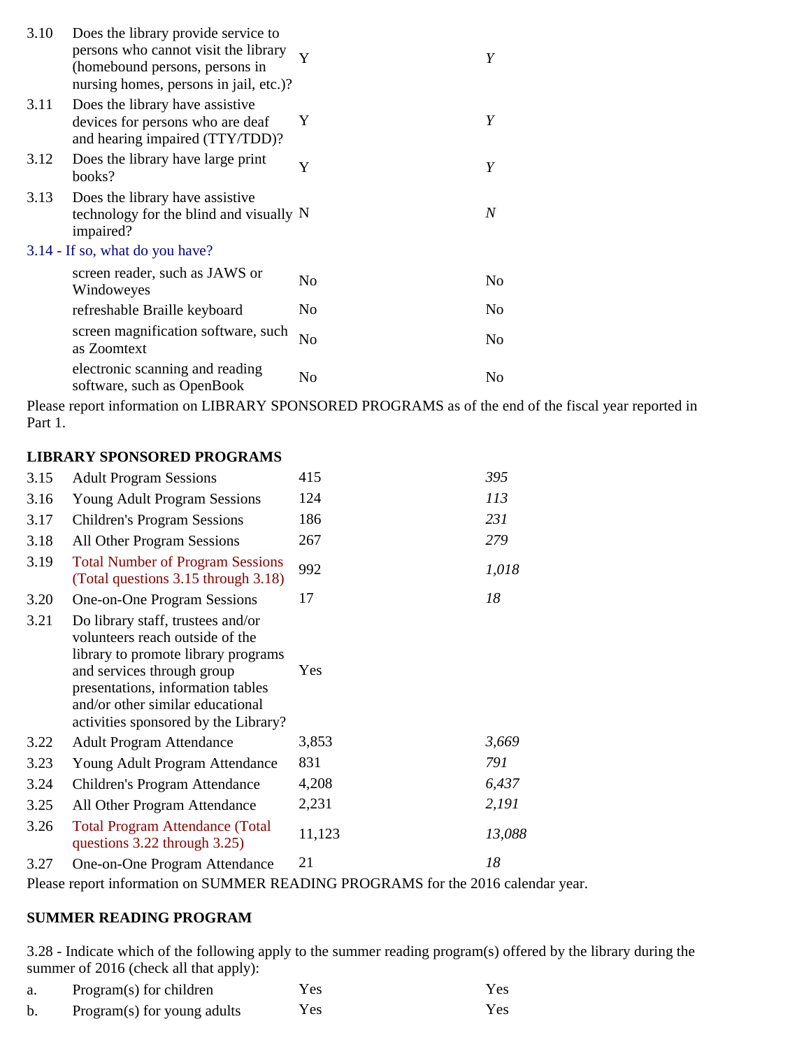| | | | |
|---|---|---|---|
| 3.10 | Does the library provide service to persons who cannot visit the library (homebound persons, persons in nursing homes, persons in jail, etc.)? | Y | *Y* |
| 3.11 | Does the library have assistive devices for persons who are deaf and hearing impaired (TTY/TDD)? | Y | *Y* |
| 3.12 | Does the library have large print books? | Y | *Y* |
| 3.13 | Does the library have assistive technology for the blind and visually impaired? | N | *N* |

3.14 - If so, what do you have?

| | | |
|---|---|---|
| screen reader, such as JAWS or Windoweyes | No | No |
| refreshable Braille keyboard | No | No |
| screen magnification software, such as Zoomtext | No | No |
| electronic scanning and reading software, such as OpenBook | No | No |

Please report information on LIBRARY SPONSORED PROGRAMS as of the end of the fiscal year reported in Part 1.

**LIBRARY SPONSORED PROGRAMS**

| | | | |
|---|---|---|---|
| 3.15 | Adult Program Sessions | 415 | *395* |
| 3.16 | Young Adult Program Sessions | 124 | *113* |
| 3.17 | Children's Program Sessions | 186 | *231* |
| 3.18 | All Other Program Sessions | 267 | *279* |
| 3.19 | Total Number of Program Sessions (Total questions 3.15 through 3.18) | 992 | *1,018* |
| 3.20 | One-on-One Program Sessions | 17 | *18* |
| 3.21 | Do library staff, trustees and/or volunteers reach outside of the library to promote library programs and services through group presentations, information tables and/or other similar educational activities sponsored by the Library? | Yes | |
| 3.22 | Adult Program Attendance | 3,853 | *3,669* |
| 3.23 | Young Adult Program Attendance | 831 | *791* |
| 3.24 | Children's Program Attendance | 4,208 | *6,437* |
| 3.25 | All Other Program Attendance | 2,231 | *2,191* |
| 3.26 | Total Program Attendance (Total questions 3.22 through 3.25) | 11,123 | *13,088* |
| 3.27 | One-on-One Program Attendance | 21 | *18* |

Please report information on SUMMER READING PROGRAMS for the 2016 calendar year.

**SUMMER READING PROGRAM**

3.28 - Indicate which of the following apply to the summer reading program(s) offered by the library during the summer of 2016 (check all that apply):

| | | | |
|---|---|---|---|
| a. | Program(s) for children | Yes | Yes |
| b. | Program(s) for young adults | Yes | Yes |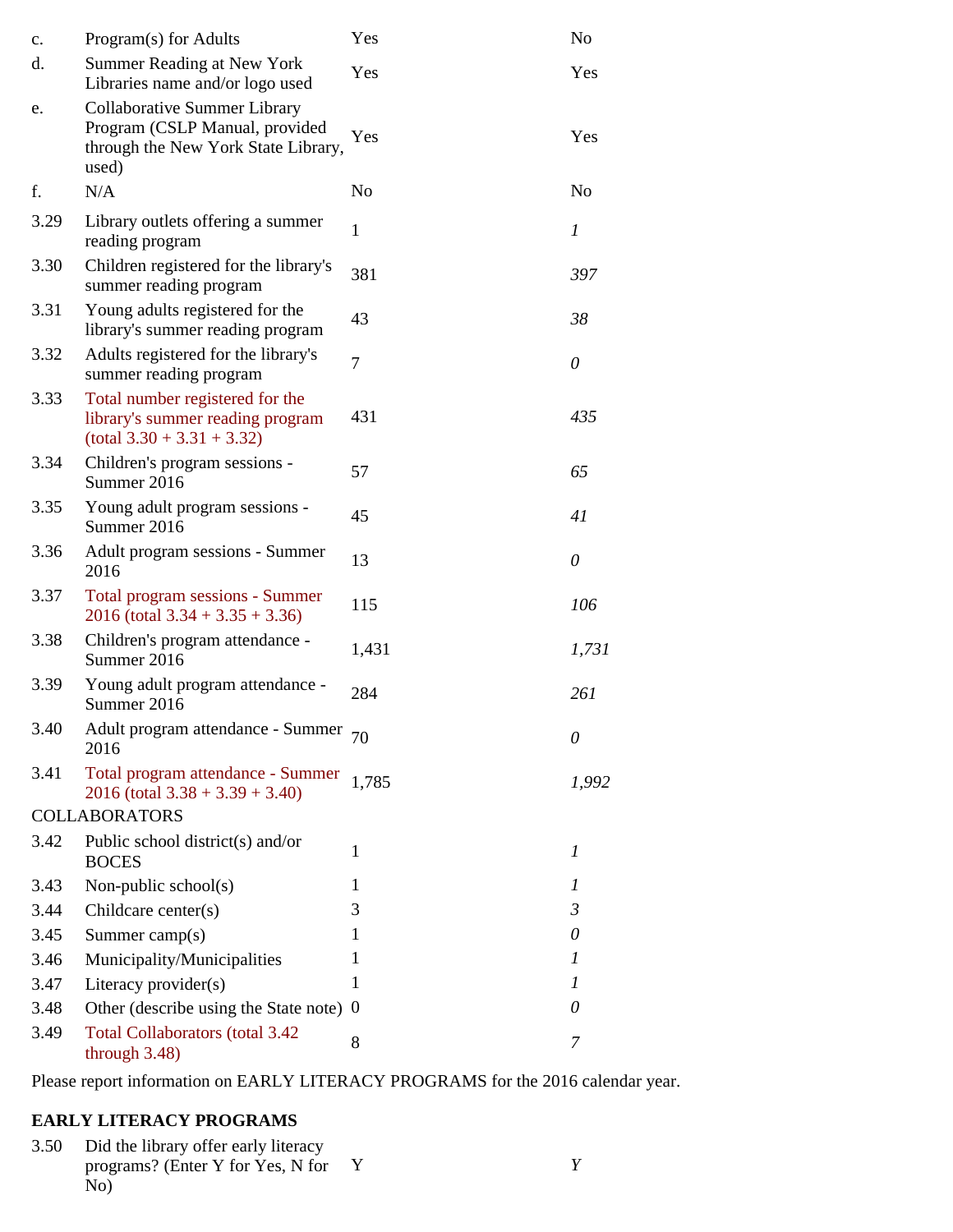| | | | |
|---|---|---|---|
| c. | Program(s) for Adults | Yes | No |
| d. | Summer Reading at New York Libraries name and/or logo used | Yes | Yes |
| e. | Collaborative Summer Library Program (CSLP Manual, provided through the New York State Library, used) | Yes | Yes |
| f. | N/A | No | No |
| 3.29 | Library outlets offering a summer reading program | 1 | *1* |
| 3.30 | Children registered for the library's summer reading program | 381 | *397* |
| 3.31 | Young adults registered for the library's summer reading program | 43 | *38* |
| 3.32 | Adults registered for the library's summer reading program | 7 | *0* |
| 3.33 | Total number registered for the library's summer reading program (total 3.30 + 3.31 + 3.32) | 431 | *435* |
| 3.34 | Children's program sessions - Summer 2016 | 57 | *65* |
| 3.35 | Young adult program sessions - Summer 2016 | 45 | *41* |
| 3.36 | Adult program sessions - Summer 2016 | 13 | *0* |
| 3.37 | Total program sessions - Summer 2016 (total 3.34 + 3.35 + 3.36) | 115 | *106* |
| 3.38 | Children's program attendance - Summer 2016 | 1,431 | *1,731* |
| 3.39 | Young adult program attendance - Summer 2016 | 284 | *261* |
| 3.40 | Adult program attendance - Summer 2016 | 70 | *0* |
| 3.41 | Total program attendance - Summer 2016 (total 3.38 + 3.39 + 3.40) | 1,785 | *1,992* |

COLLABORATORS

| | | | |
|---|---|---|---|
| 3.42 | Public school district(s) and/or BOCES | 1 | *1* |
| 3.43 | Non-public school(s) | 1 | *1* |
| 3.44 | Childcare center(s) | 3 | *3* |
| 3.45 | Summer camp(s) | 1 | *0* |
| 3.46 | Municipality/Municipalities | 1 | *1* |
| 3.47 | Literacy provider(s) | 1 | *1* |
| 3.48 | Other (describe using the State note) | 0 | *0* |
| 3.49 | Total Collaborators (total 3.42 through 3.48) | 8 | *7* |

Please report information on EARLY LITERACY PROGRAMS for the 2016 calendar year.

**EARLY LITERACY PROGRAMS**

| | | | |
|---|---|---|---|
| 3.50 | Did the library offer early literacy programs? (Enter Y for Yes, N for No) | Y | *Y* |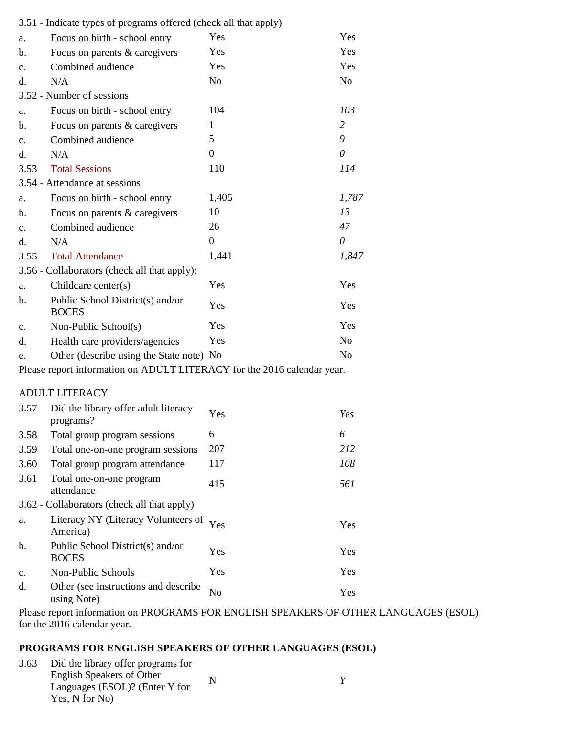| | | | |
|---|---|---|---|
| 3.51 - Indicate types of programs offered (check all that apply) | | | |
| a. | Focus on birth - school entry | Yes | Yes |
| b. | Focus on parents & caregivers | Yes | Yes |
| c. | Combined audience | Yes | Yes |
| d. | N/A | No | No |
| 3.52 - Number of sessions | | | |
| a. | Focus on birth - school entry | 104 | *103* |
| b. | Focus on parents & caregivers | 1 | *2* |
| c. | Combined audience | 5 | *9* |
| d. | N/A | 0 | *0* |
| 3.53 | Total Sessions | 110 | *114* |
| 3.54 - Attendance at sessions | | | |
| a. | Focus on birth - school entry | 1,405 | *1,787* |
| b. | Focus on parents & caregivers | 10 | *13* |
| c. | Combined audience | 26 | *47* |
| d. | N/A | 0 | *0* |
| 3.55 | Total Attendance | 1,441 | *1,847* |
| 3.56 - Collaborators (check all that apply): | | | |
| a. | Childcare center(s) | Yes | Yes |
| b. | Public School District(s) and/or BOCES | Yes | Yes |
| c. | Non-Public School(s) | Yes | Yes |
| d. | Health care providers/agencies | Yes | No |
| e. | Other (describe using the State note) | No | No |

Please report information on ADULT LITERACY for the 2016 calendar year.

ADULT LITERACY

| | | | |
|---|---|---|---|
| 3.57 | Did the library offer adult literacy programs? | Yes | *Yes* |
| 3.58 | Total group program sessions | 6 | *6* |
| 3.59 | Total one-on-one program sessions | 207 | *212* |
| 3.60 | Total group program attendance | 117 | *108* |
| 3.61 | Total one-on-one program attendance | 415 | *561* |
| 3.62 - Collaborators (check all that apply) | | | |
| a. | Literacy NY (Literacy Volunteers of America) | Yes | Yes |
| b. | Public School District(s) and/or BOCES | Yes | Yes |
| c. | Non-Public Schools | Yes | Yes |
| d. | Other (see instructions and describe using Note) | No | Yes |

Please report information on PROGRAMS FOR ENGLISH SPEAKERS OF OTHER LANGUAGES (ESOL) for the 2016 calendar year.

**PROGRAMS FOR ENGLISH SPEAKERS OF OTHER LANGUAGES (ESOL)**

| | | | |
|---|---|---|---|
| 3.63 | Did the library offer programs for English Speakers of Other Languages (ESOL)? (Enter Y for Yes, N for No) | N | *Y* |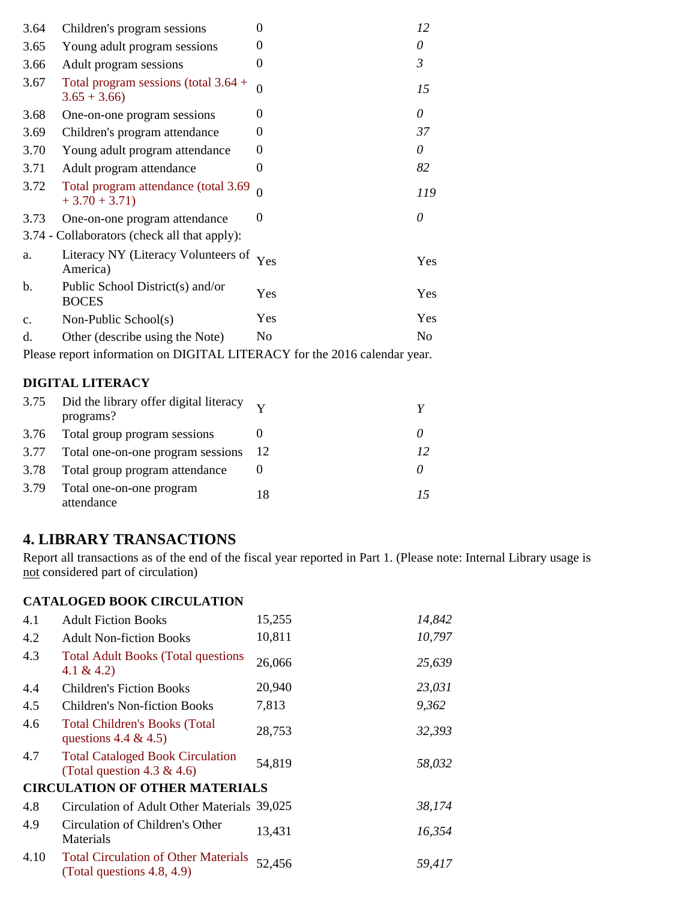| | | | |
|---|---|---|---|
| 3.64 | Children's program sessions | 0 | *12* |
| 3.65 | Young adult program sessions | 0 | *0* |
| 3.66 | Adult program sessions | 0 | *3* |
| 3.67 | Total program sessions (total 3.64 + 3.65 + 3.66) | 0 | *15* |
| 3.68 | One-on-one program sessions | 0 | *0* |
| 3.69 | Children's program attendance | 0 | *37* |
| 3.70 | Young adult program attendance | 0 | *0* |
| 3.71 | Adult program attendance | 0 | *82* |
| 3.72 | Total program attendance (total 3.69 + 3.70 + 3.71) | 0 | *119* |
| 3.73 | One-on-one program attendance | 0 | *0* |

3.74 - Collaborators (check all that apply):

| | | | |
|---|---|---|---|
| a. | Literacy NY (Literacy Volunteers of America) | Yes | Yes |
| b. | Public School District(s) and/or BOCES | Yes | Yes |
| c. | Non-Public School(s) | Yes | Yes |
| d. | Other (describe using the Note) | No | No |

Please report information on DIGITAL LITERACY for the 2016 calendar year.

**DIGITAL LITERACY**

| | | | |
|---|---|---|---|
| 3.75 | Did the library offer digital literacy programs? | Y | *Y* |
| 3.76 | Total group program sessions | 0 | *0* |
| 3.77 | Total one-on-one program sessions | 12 | *12* |
| 3.78 | Total group program attendance | 0 | *0* |
| 3.79 | Total one-on-one program attendance | 18 | *15* |

## 4. LIBRARY TRANSACTIONS

Report all transactions as of the end of the fiscal year reported in Part 1. (Please note: Internal Library usage is not considered part of circulation)

**CATALOGED BOOK CIRCULATION**

| | | | |
|---|---|---|---|
| 4.1 | Adult Fiction Books | 15,255 | *14,842* |
| 4.2 | Adult Non-fiction Books | 10,811 | *10,797* |
| 4.3 | Total Adult Books (Total questions 4.1 & 4.2) | 26,066 | *25,639* |
| 4.4 | Children's Fiction Books | 20,940 | *23,031* |
| 4.5 | Children's Non-fiction Books | 7,813 | *9,362* |
| 4.6 | Total Children's Books (Total questions 4.4 & 4.5) | 28,753 | *32,393* |
| 4.7 | Total Cataloged Book Circulation (Total question 4.3 & 4.6) | 54,819 | *58,032* |

**CIRCULATION OF OTHER MATERIALS**

| | | | |
|---|---|---|---|
| 4.8 | Circulation of Adult Other Materials | 39,025 | *38,174* |
| 4.9 | Circulation of Children's Other Materials | 13,431 | *16,354* |
| 4.10 | Total Circulation of Other Materials (Total questions 4.8, 4.9) | 52,456 | *59,417* |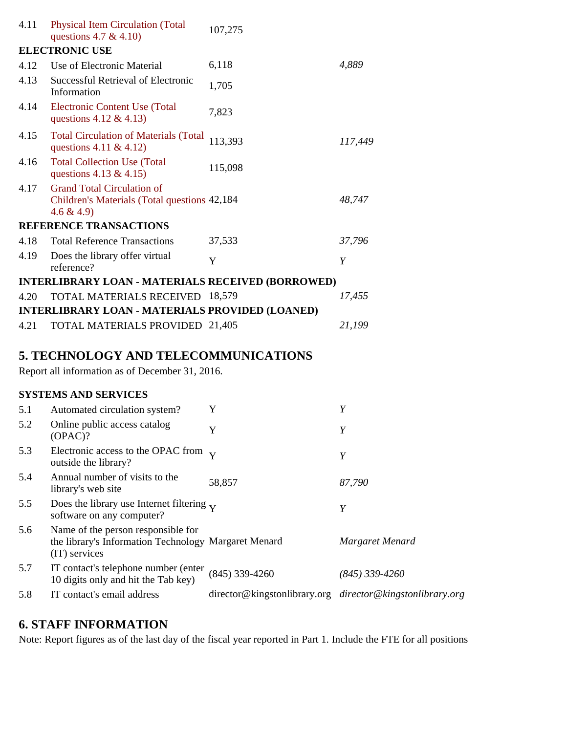| | | | |
|---|---|---|---|
| 4.11 | Physical Item Circulation (Total questions 4.7 & 4.10) | 107,275 | |
| **ELECTRONIC USE** | | | |
| 4.12 | Use of Electronic Material | 6,118 | *4,889* |
| 4.13 | Successful Retrieval of Electronic Information | 1,705 | |
| 4.14 | Electronic Content Use (Total questions 4.12 & 4.13) | 7,823 | |
| 4.15 | Total Circulation of Materials (Total questions 4.11 & 4.12) | 113,393 | *117,449* |
| 4.16 | Total Collection Use (Total questions 4.13 & 4.15) | 115,098 | |
| 4.17 | Grand Total Circulation of Children's Materials (Total questions 4.6 & 4.9) | 42,184 | *48,747* |
| **REFERENCE TRANSACTIONS** | | | |
| 4.18 | Total Reference Transactions | 37,533 | *37,796* |
| 4.19 | Does the library offer virtual reference? | Y | *Y* |
| **INTERLIBRARY LOAN - MATERIALS RECEIVED (BORROWED)** | | | |
| 4.20 | TOTAL MATERIALS RECEIVED | 18,579 | *17,455* |
| **INTERLIBRARY LOAN - MATERIALS PROVIDED (LOANED)** | | | |
| 4.21 | TOTAL MATERIALS PROVIDED | 21,405 | *21,199* |

## 5. TECHNOLOGY AND TELECOMMUNICATIONS

Report all information as of December 31, 2016.

**SYSTEMS AND SERVICES**

| | | | |
|---|---|---|---|
| 5.1 | Automated circulation system? | Y | *Y* |
| 5.2 | Online public access catalog (OPAC)? | Y | *Y* |
| 5.3 | Electronic access to the OPAC from outside the library? | Y | *Y* |
| 5.4 | Annual number of visits to the library's web site | 58,857 | *87,790* |
| 5.5 | Does the library use Internet filtering software on any computer? | Y | *Y* |
| 5.6 | Name of the person responsible for the library's Information Technology (IT) services | Margaret Menard | *Margaret Menard* |
| 5.7 | IT contact's telephone number (enter 10 digits only and hit the Tab key) | (845) 339-4260 | *(845) 339-4260* |
| 5.8 | IT contact's email address | director@kingstonlibrary.org | *director@kingstonlibrary.org* |

## 6. STAFF INFORMATION

Note: Report figures as of the last day of the fiscal year reported in Part 1. Include the FTE for all positions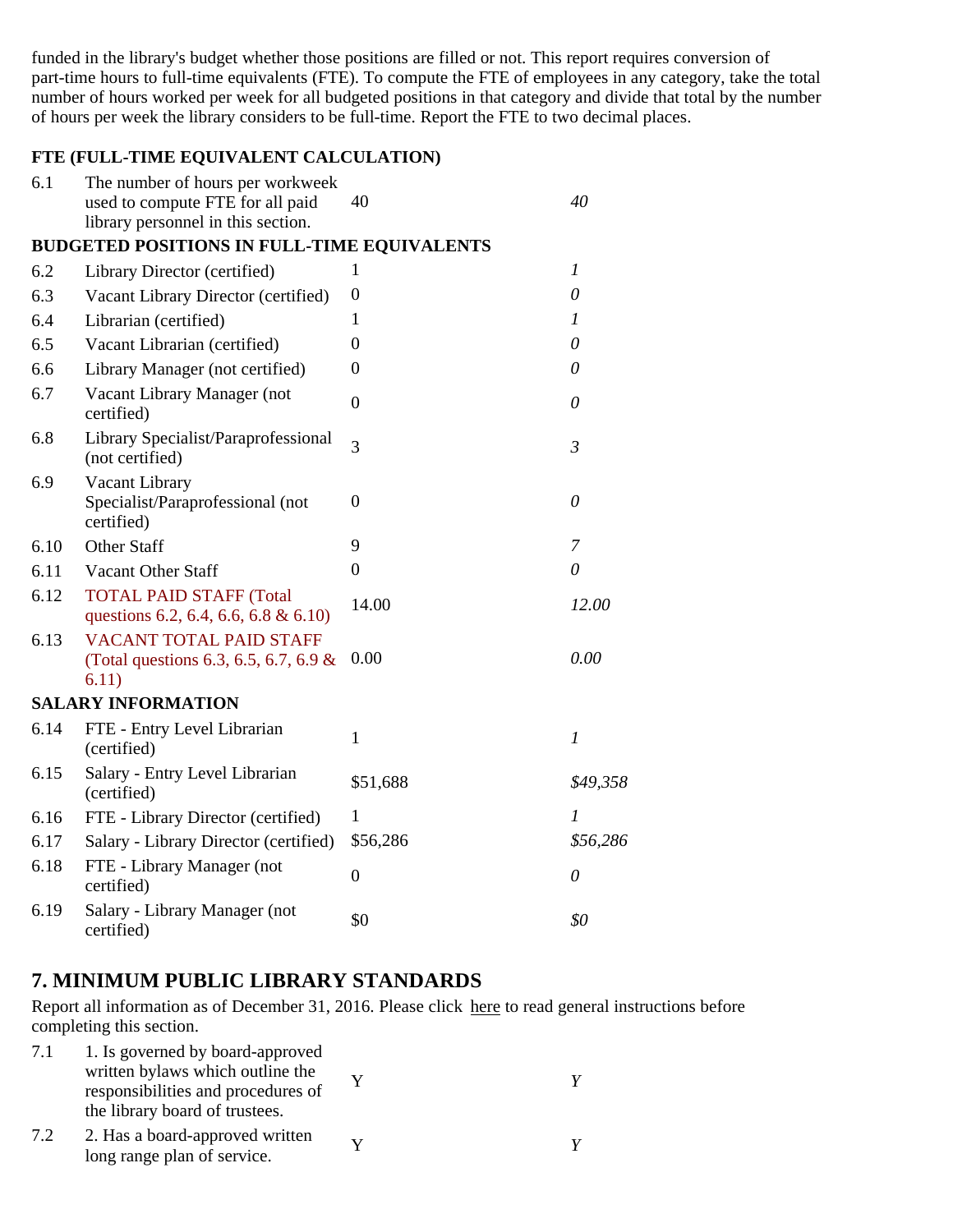funded in the library's budget whether those positions are filled or not. This report requires conversion of part-time hours to full-time equivalents (FTE). To compute the FTE of employees in any category, take the total number of hours worked per week for all budgeted positions in that category and divide that total by the number of hours per week the library considers to be full-time. Report the FTE to two decimal places.

**FTE (FULL-TIME EQUIVALENT CALCULATION)**

| | | | |
|---|---|---|---|
| 6.1 | The number of hours per workweek used to compute FTE for all paid library personnel in this section. | 40 | *40* |
| **BUDGETED POSITIONS IN FULL-TIME EQUIVALENTS** | | | |
| 6.2 | Library Director (certified) | 1 | *1* |
| 6.3 | Vacant Library Director (certified) | 0 | *0* |
| 6.4 | Librarian (certified) | 1 | *1* |
| 6.5 | Vacant Librarian (certified) | 0 | *0* |
| 6.6 | Library Manager (not certified) | 0 | *0* |
| 6.7 | Vacant Library Manager (not certified) | 0 | *0* |
| 6.8 | Library Specialist/Paraprofessional (not certified) | 3 | *3* |
| 6.9 | Vacant Library Specialist/Paraprofessional (not certified) | 0 | *0* |
| 6.10 | Other Staff | 9 | *7* |
| 6.11 | Vacant Other Staff | 0 | *0* |
| 6.12 | TOTAL PAID STAFF (Total questions 6.2, 6.4, 6.6, 6.8 & 6.10) | 14.00 | *12.00* |
| 6.13 | VACANT TOTAL PAID STAFF (Total questions 6.3, 6.5, 6.7, 6.9 & 6.11) | 0.00 | *0.00* |
| **SALARY INFORMATION** | | | |
| 6.14 | FTE - Entry Level Librarian (certified) | 1 | *1* |
| 6.15 | Salary - Entry Level Librarian (certified) | $51,688 | *$49,358* |
| 6.16 | FTE - Library Director (certified) | 1 | *1* |
| 6.17 | Salary - Library Director (certified) | $56,286 | *$56,286* |
| 6.18 | FTE - Library Manager (not certified) | 0 | *0* |
| 6.19 | Salary - Library Manager (not certified) | $0 | *$0* |

## 7. MINIMUM PUBLIC LIBRARY STANDARDS

Report all information as of December 31, 2016. Please click here to read general instructions before completing this section.

| | | | |
|---|---|---|---|
| 7.1 | 1. Is governed by board-approved written bylaws which outline the responsibilities and procedures of the library board of trustees. | Y | *Y* |
| 7.2 | 2. Has a board-approved written long range plan of service. | Y | *Y* |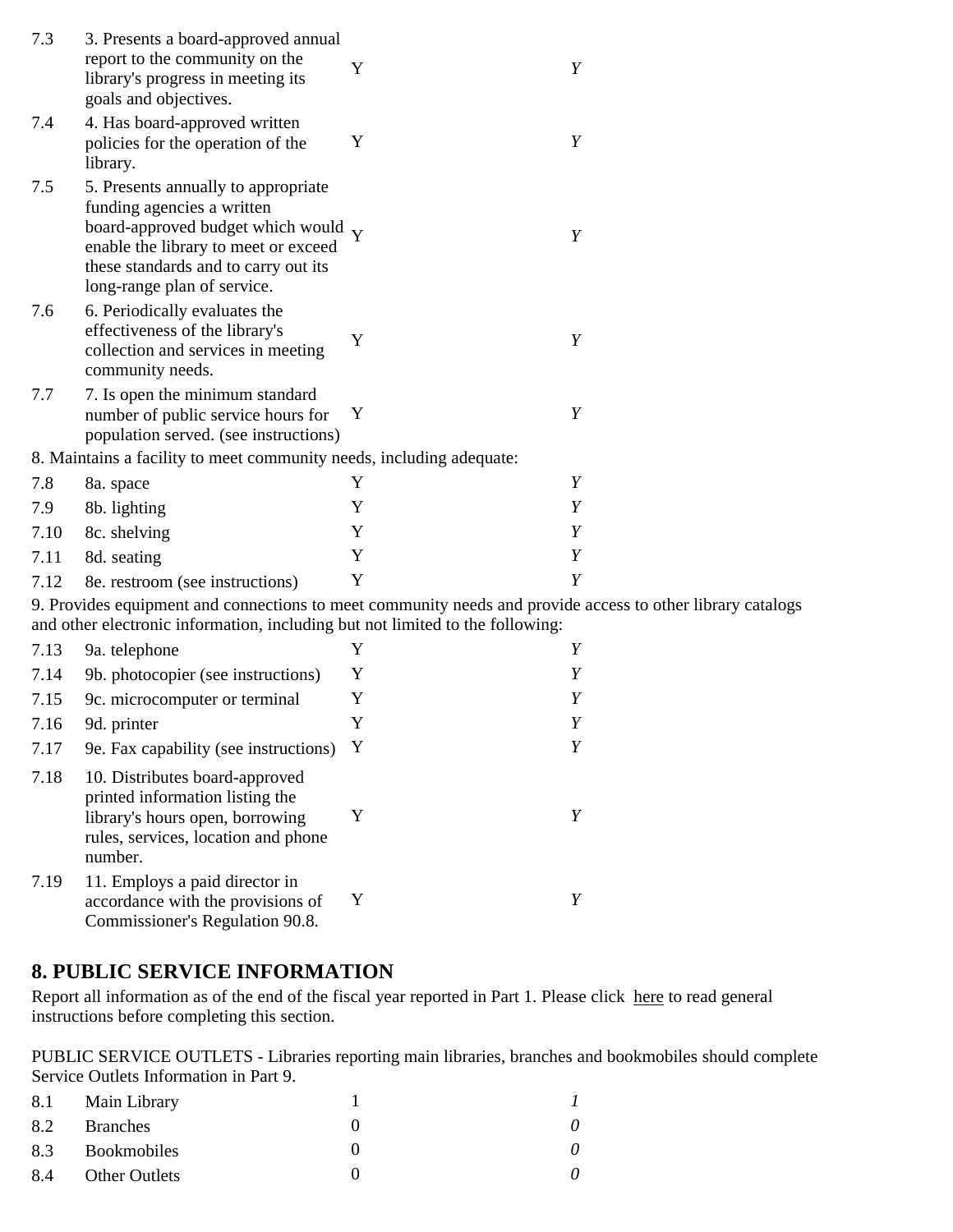| | | | |
|---|---|---|---|
| 7.3 | 3. Presents a board-approved annual report to the community on the library's progress in meeting its goals and objectives. | Y | *Y* |
| 7.4 | 4. Has board-approved written policies for the operation of the library. | Y | *Y* |
| 7.5 | 5. Presents annually to appropriate funding agencies a written board-approved budget which would enable the library to meet or exceed these standards and to carry out its long-range plan of service. | Y | *Y* |
| 7.6 | 6. Periodically evaluates the effectiveness of the library's collection and services in meeting community needs. | Y | *Y* |
| 7.7 | 7. Is open the minimum standard number of public service hours for population served. (see instructions) | Y | *Y* |

8. Maintains a facility to meet community needs, including adequate:

| | | | |
|---|---|---|---|
| 7.8 | 8a. space | Y | *Y* |
| 7.9 | 8b. lighting | Y | *Y* |
| 7.10 | 8c. shelving | Y | *Y* |
| 7.11 | 8d. seating | Y | *Y* |
| 7.12 | 8e. restroom (see instructions) | Y | *Y* |

9. Provides equipment and connections to meet community needs and provide access to other library catalogs and other electronic information, including but not limited to the following:

| | | | |
|---|---|---|---|
| 7.13 | 9a. telephone | Y | *Y* |
| 7.14 | 9b. photocopier (see instructions) | Y | *Y* |
| 7.15 | 9c. microcomputer or terminal | Y | *Y* |
| 7.16 | 9d. printer | Y | *Y* |
| 7.17 | 9e. Fax capability (see instructions) | Y | *Y* |
| 7.18 | 10. Distributes board-approved printed information listing the library's hours open, borrowing rules, services, location and phone number. | Y | *Y* |
| 7.19 | 11. Employs a paid director in accordance with the provisions of Commissioner's Regulation 90.8. | Y | *Y* |

## 8. PUBLIC SERVICE INFORMATION

Report all information as of the end of the fiscal year reported in Part 1. Please click here to read general instructions before completing this section.

PUBLIC SERVICE OUTLETS - Libraries reporting main libraries, branches and bookmobiles should complete Service Outlets Information in Part 9.

| | | | |
|---|---|---|---|
| 8.1 | Main Library | 1 | *1* |
| 8.2 | Branches | 0 | *0* |
| 8.3 | Bookmobiles | 0 | *0* |
| 8.4 | Other Outlets | 0 | *0* |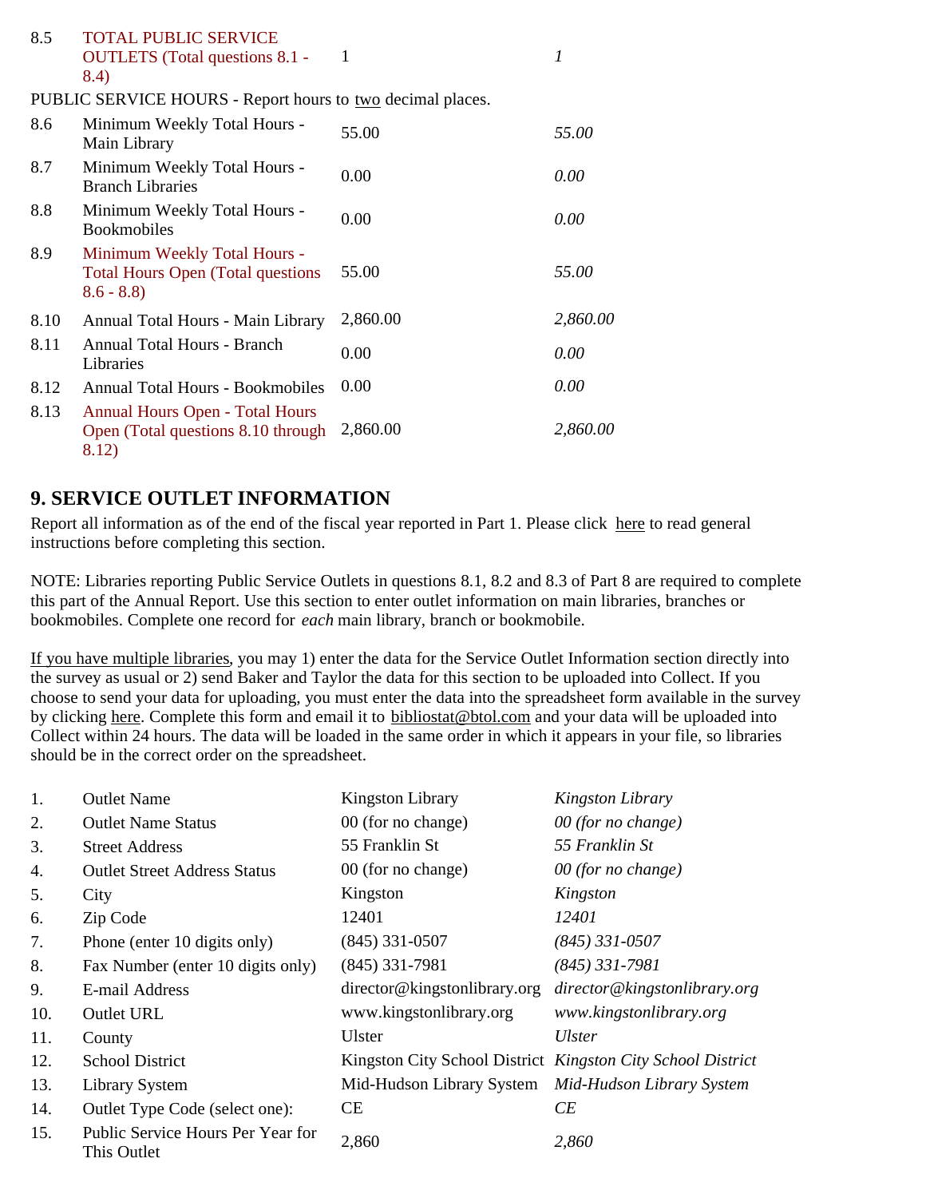| | | | |
|---|---|---|---|
| 8.5 | TOTAL PUBLIC SERVICE OUTLETS (Total questions 8.1 - 8.4) | 1 | *1* |

PUBLIC SERVICE HOURS - Report hours to two decimal places.

| | | | |
|---|---|---|---|
| 8.6 | Minimum Weekly Total Hours - Main Library | 55.00 | *55.00* |
| 8.7 | Minimum Weekly Total Hours - Branch Libraries | 0.00 | *0.00* |
| 8.8 | Minimum Weekly Total Hours - Bookmobiles | 0.00 | *0.00* |
| 8.9 | Minimum Weekly Total Hours - Total Hours Open (Total questions 8.6 - 8.8) | 55.00 | *55.00* |
| 8.10 | Annual Total Hours - Main Library | 2,860.00 | *2,860.00* |
| 8.11 | Annual Total Hours - Branch Libraries | 0.00 | *0.00* |
| 8.12 | Annual Total Hours - Bookmobiles | 0.00 | *0.00* |
| 8.13 | Annual Hours Open - Total Hours Open (Total questions 8.10 through 8.12) | 2,860.00 | *2,860.00* |

## 9. SERVICE OUTLET INFORMATION

Report all information as of the end of the fiscal year reported in Part 1. Please click here to read general instructions before completing this section.

NOTE: Libraries reporting Public Service Outlets in questions 8.1, 8.2 and 8.3 of Part 8 are required to complete this part of the Annual Report. Use this section to enter outlet information on main libraries, branches or bookmobiles. Complete one record for *each* main library, branch or bookmobile.

If you have multiple libraries, you may 1) enter the data for the Service Outlet Information section directly into the survey as usual or 2) send Baker and Taylor the data for this section to be uploaded into Collect. If you choose to send your data for uploading, you must enter the data into the spreadsheet form available in the survey by clicking here. Complete this form and email it to bibliostat@btol.com and your data will be uploaded into Collect within 24 hours. The data will be loaded in the same order in which it appears in your file, so libraries should be in the correct order on the spreadsheet.

| | | | |
|---|---|---|---|
| 1. | Outlet Name | Kingston Library | *Kingston Library* |
| 2. | Outlet Name Status | 00 (for no change) | *00 (for no change)* |
| 3. | Street Address | 55 Franklin St | *55 Franklin St* |
| 4. | Outlet Street Address Status | 00 (for no change) | *00 (for no change)* |
| 5. | City | Kingston | *Kingston* |
| 6. | Zip Code | 12401 | *12401* |
| 7. | Phone (enter 10 digits only) | (845) 331-0507 | *(845) 331-0507* |
| 8. | Fax Number (enter 10 digits only) | (845) 331-7981 | *(845) 331-7981* |
| 9. | E-mail Address | director@kingstonlibrary.org | *director@kingstonlibrary.org* |
| 10. | Outlet URL | www.kingstonlibrary.org | *www.kingstonlibrary.org* |
| 11. | County | Ulster | *Ulster* |
| 12. | School District | Kingston City School District | *Kingston City School District* |
| 13. | Library System | Mid-Hudson Library System | *Mid-Hudson Library System* |
| 14. | Outlet Type Code (select one): | CE | *CE* |
| 15. | Public Service Hours Per Year for This Outlet | 2,860 | *2,860* |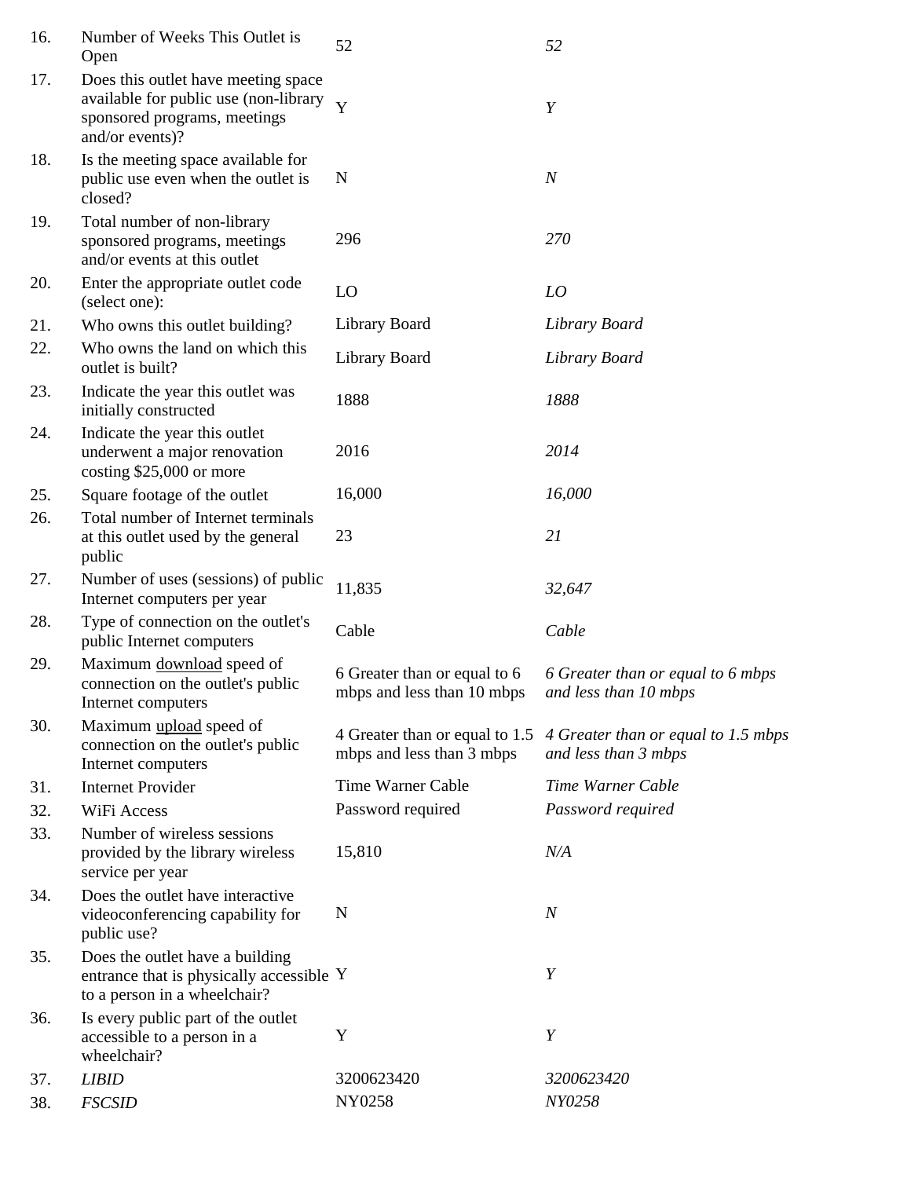| | | | |
|---|---|---|---|
| 16. | Number of Weeks This Outlet is Open | 52 | *52* |
| 17. | Does this outlet have meeting space available for public use (non-library sponsored programs, meetings and/or events)? | Y | *Y* |
| 18. | Is the meeting space available for public use even when the outlet is closed? | N | *N* |
| 19. | Total number of non-library sponsored programs, meetings and/or events at this outlet | 296 | *270* |
| 20. | Enter the appropriate outlet code (select one): | LO | *LO* |
| 21. | Who owns this outlet building? | Library Board | *Library Board* |
| 22. | Who owns the land on which this outlet is built? | Library Board | *Library Board* |
| 23. | Indicate the year this outlet was initially constructed | 1888 | *1888* |
| 24. | Indicate the year this outlet underwent a major renovation costing $25,000 or more | 2016 | *2014* |
| 25. | Square footage of the outlet | 16,000 | *16,000* |
| 26. | Total number of Internet terminals at this outlet used by the general public | 23 | *21* |
| 27. | Number of uses (sessions) of public Internet computers per year | 11,835 | *32,647* |
| 28. | Type of connection on the outlet's public Internet computers | Cable | *Cable* |
| 29. | Maximum download speed of connection on the outlet's public Internet computers | 6 Greater than or equal to 6 mbps and less than 10 mbps | *6 Greater than or equal to 6 mbps and less than 10 mbps* |
| 30. | Maximum upload speed of connection on the outlet's public Internet computers | 4 Greater than or equal to 1.5 mbps and less than 3 mbps | *4 Greater than or equal to 1.5 mbps and less than 3 mbps* |
| 31. | Internet Provider | Time Warner Cable | *Time Warner Cable* |
| 32. | WiFi Access | Password required | *Password required* |
| 33. | Number of wireless sessions provided by the library wireless service per year | 15,810 | *N/A* |
| 34. | Does the outlet have interactive videoconferencing capability for public use? | N | *N* |
| 35. | Does the outlet have a building entrance that is physically accessible to a person in a wheelchair? | Y | *Y* |
| 36. | Is every public part of the outlet accessible to a person in a wheelchair? | Y | *Y* |
| 37. | *LIBID* | 3200623420 | *3200623420* |
| 38. | *FSCSID* | NY0258 | *NY0258* |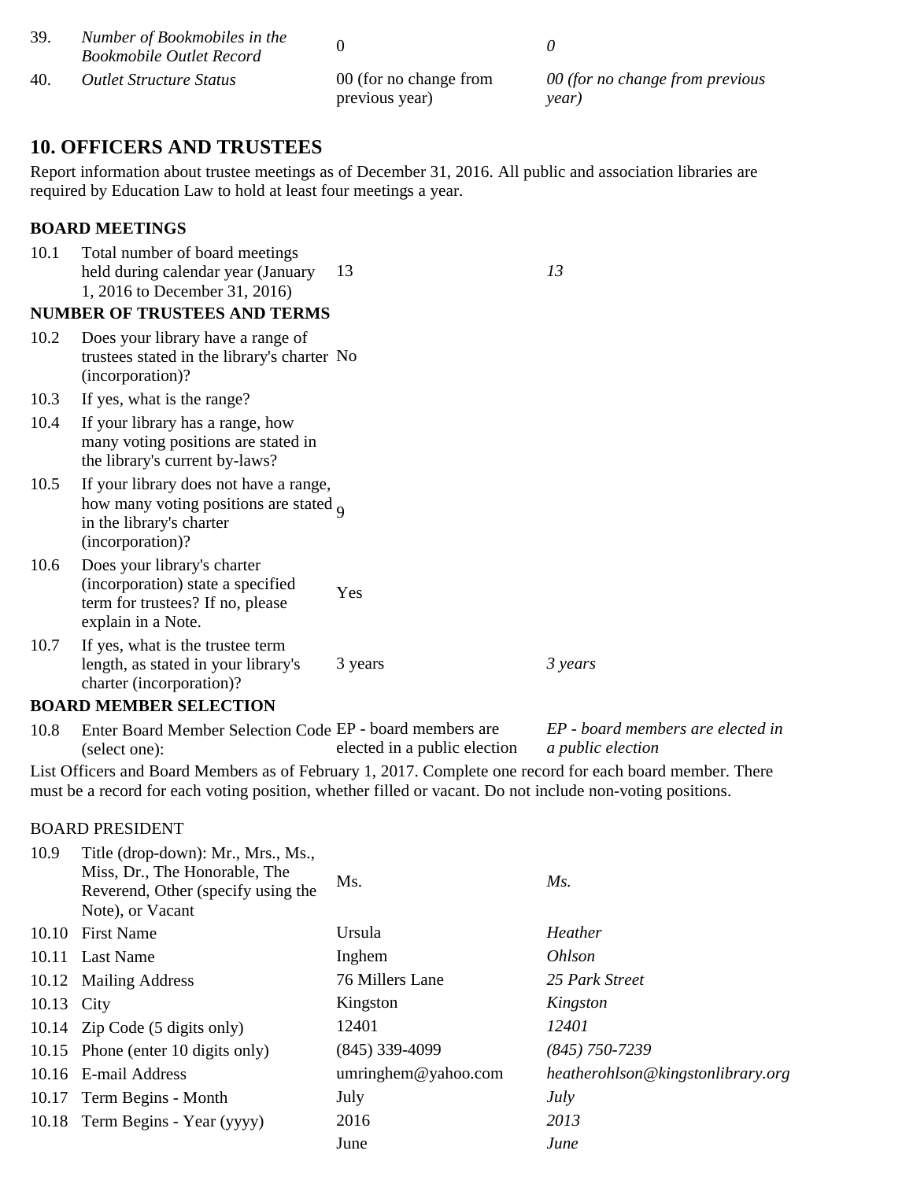| | | | |
|---|---|---|---|
| 39. | *Number of Bookmobiles in the Bookmobile Outlet Record* | 0 | *0* |
| 40. | *Outlet Structure Status* | 00 (for no change from previous year) | *00 (for no change from previous year)* |

## 10. OFFICERS AND TRUSTEES

Report information about trustee meetings as of December 31, 2016. All public and association libraries are required by Education Law to hold at least four meetings a year.

### BOARD MEETINGS

| | | | |
|---|---|---|---|
| 10.1 | Total number of board meetings held during calendar year (January 1, 2016 to December 31, 2016) | 13 | *13* |

### NUMBER OF TRUSTEES AND TERMS

| | | | |
|---|---|---|---|
| 10.2 | Does your library have a range of trustees stated in the library's charter (incorporation)? | No | |
| 10.3 | If yes, what is the range? | | |
| 10.4 | If your library has a range, how many voting positions are stated in the library's current by-laws? | | |
| 10.5 | If your library does not have a range, how many voting positions are stated in the library's charter (incorporation)? | 9 | |
| 10.6 | Does your library's charter (incorporation) state a specified term for trustees? If no, please explain in a Note. | Yes | |
| 10.7 | If yes, what is the trustee term length, as stated in your library's charter (incorporation)? | 3 years | *3 years* |

### BOARD MEMBER SELECTION

| | | | |
|---|---|---|---|
| 10.8 | Enter Board Member Selection Code (select one): | EP - board members are elected in a public election | *EP - board members are elected in a public election* |

List Officers and Board Members as of February 1, 2017. Complete one record for each board member. There must be a record for each voting position, whether filled or vacant. Do not include non-voting positions.

BOARD PRESIDENT

| | | | |
|---|---|---|---|
| 10.9 | Title (drop-down): Mr., Mrs., Ms., Miss, Dr., The Honorable, The Reverend, Other (specify using the Note), or Vacant | Ms. | *Ms.* |
| 10.10 | First Name | Ursula | *Heather* |
| 10.11 | Last Name | Inghem | *Ohlson* |
| 10.12 | Mailing Address | 76 Millers Lane | *25 Park Street* |
| 10.13 | City | Kingston | *Kingston* |
| 10.14 | Zip Code (5 digits only) | 12401 | *12401* |
| 10.15 | Phone (enter 10 digits only) | (845) 339-4099 | *(845) 750-7239* |
| 10.16 | E-mail Address | umringhem@yahoo.com | *heatherohlson@kingstonlibrary.org* |
| 10.17 | Term Begins - Month | July | *July* |
| 10.18 | Term Begins - Year (yyyy) | 2016 | *2013* |
| | | June | *June* |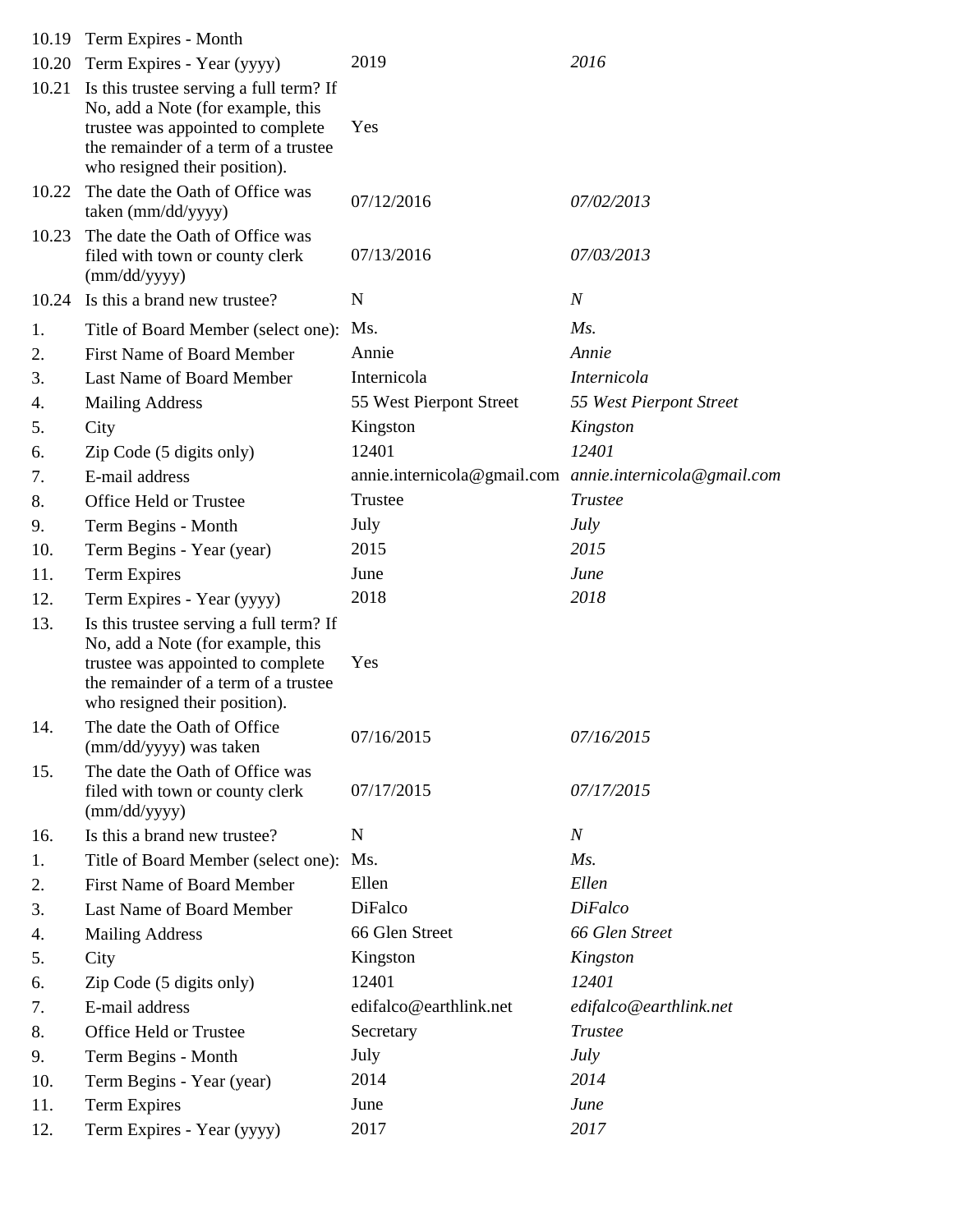| | | | |
|---|---|---|---|
| 10.19 | Term Expires - Month | | |
| 10.20 | Term Expires - Year (yyyy) | 2019 | *2016* |
| 10.21 | Is this trustee serving a full term? If No, add a Note (for example, this trustee was appointed to complete the remainder of a term of a trustee who resigned their position). | Yes | |
| 10.22 | The date the Oath of Office was taken (mm/dd/yyyy) | 07/12/2016 | *07/02/2013* |
| 10.23 | The date the Oath of Office was filed with town or county clerk (mm/dd/yyyy) | 07/13/2016 | *07/03/2013* |
| 10.24 | Is this a brand new trustee? | N | *N* |
| 1. | Title of Board Member (select one): | Ms. | *Ms.* |
| 2. | First Name of Board Member | Annie | *Annie* |
| 3. | Last Name of Board Member | Internicola | *Internicola* |
| 4. | Mailing Address | 55 West Pierpont Street | *55 West Pierpont Street* |
| 5. | City | Kingston | *Kingston* |
| 6. | Zip Code (5 digits only) | 12401 | *12401* |
| 7. | E-mail address | annie.internicola@gmail.com | *annie.internicola@gmail.com* |
| 8. | Office Held or Trustee | Trustee | *Trustee* |
| 9. | Term Begins - Month | July | *July* |
| 10. | Term Begins - Year (year) | 2015 | *2015* |
| 11. | Term Expires | June | *June* |
| 12. | Term Expires - Year (yyyy) | 2018 | *2018* |
| 13. | Is this trustee serving a full term? If No, add a Note (for example, this trustee was appointed to complete the remainder of a term of a trustee who resigned their position). | Yes | |
| 14. | The date the Oath of Office (mm/dd/yyyy) was taken | 07/16/2015 | *07/16/2015* |
| 15. | The date the Oath of Office was filed with town or county clerk (mm/dd/yyyy) | 07/17/2015 | *07/17/2015* |
| 16. | Is this a brand new trustee? | N | *N* |
| 1. | Title of Board Member (select one): | Ms. | *Ms.* |
| 2. | First Name of Board Member | Ellen | *Ellen* |
| 3. | Last Name of Board Member | DiFalco | *DiFalco* |
| 4. | Mailing Address | 66 Glen Street | *66 Glen Street* |
| 5. | City | Kingston | *Kingston* |
| 6. | Zip Code (5 digits only) | 12401 | *12401* |
| 7. | E-mail address | edifalco@earthlink.net | *edifalco@earthlink.net* |
| 8. | Office Held or Trustee | Secretary | *Trustee* |
| 9. | Term Begins - Month | July | *July* |
| 10. | Term Begins - Year (year) | 2014 | *2014* |
| 11. | Term Expires | June | *June* |
| 12. | Term Expires - Year (yyyy) | 2017 | *2017* |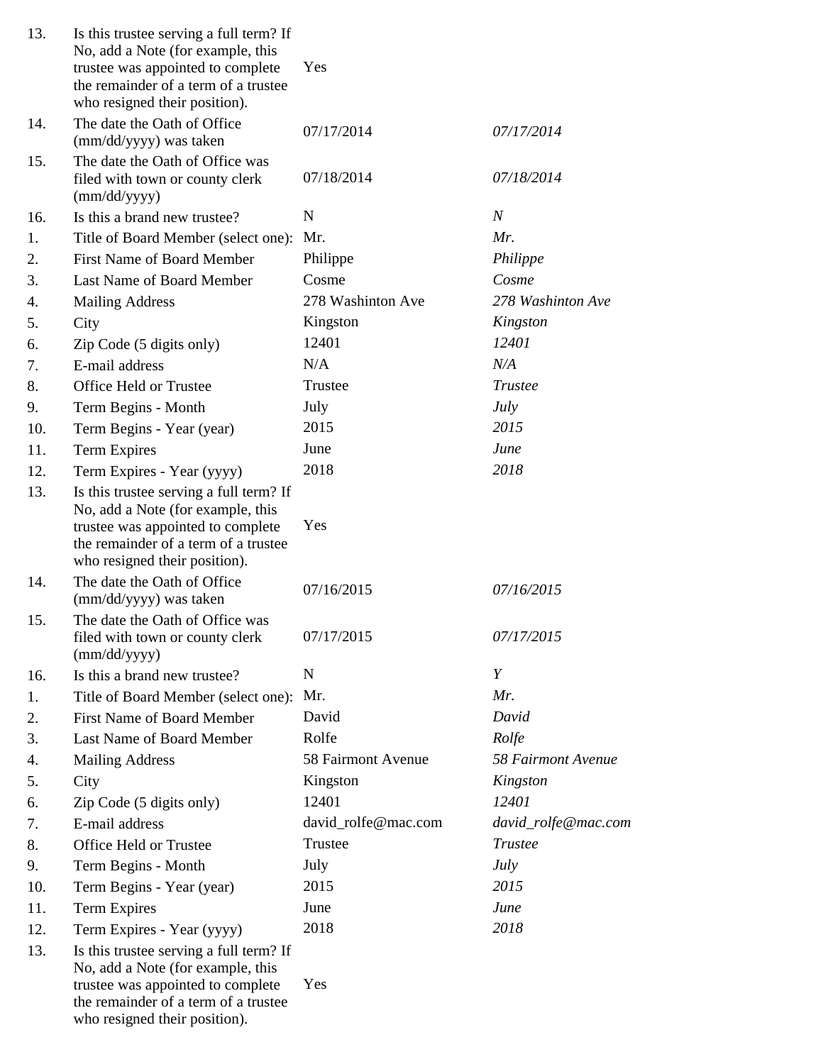| | | | |
|---|---|---|---|
| 13. | Is this trustee serving a full term? If No, add a Note (for example, this trustee was appointed to complete the remainder of a term of a trustee who resigned their position). | Yes | |
| 14. | The date the Oath of Office (mm/dd/yyyy) was taken | 07/17/2014 | *07/17/2014* |
| 15. | The date the Oath of Office was filed with town or county clerk (mm/dd/yyyy) | 07/18/2014 | *07/18/2014* |
| 16. | Is this a brand new trustee? | N | *N* |
| 1. | Title of Board Member (select one): | Mr. | *Mr.* |
| 2. | First Name of Board Member | Philippe | *Philippe* |
| 3. | Last Name of Board Member | Cosme | *Cosme* |
| 4. | Mailing Address | 278 Washinton Ave | *278 Washinton Ave* |
| 5. | City | Kingston | *Kingston* |
| 6. | Zip Code (5 digits only) | 12401 | *12401* |
| 7. | E-mail address | N/A | *N/A* |
| 8. | Office Held or Trustee | Trustee | *Trustee* |
| 9. | Term Begins - Month | July | *July* |
| 10. | Term Begins - Year (year) | 2015 | *2015* |
| 11. | Term Expires | June | *June* |
| 12. | Term Expires - Year (yyyy) | 2018 | *2018* |
| 13. | Is this trustee serving a full term? If No, add a Note (for example, this trustee was appointed to complete the remainder of a term of a trustee who resigned their position). | Yes | |
| 14. | The date the Oath of Office (mm/dd/yyyy) was taken | 07/16/2015 | *07/16/2015* |
| 15. | The date the Oath of Office was filed with town or county clerk (mm/dd/yyyy) | 07/17/2015 | *07/17/2015* |
| 16. | Is this a brand new trustee? | N | *Y* |
| 1. | Title of Board Member (select one): | Mr. | *Mr.* |
| 2. | First Name of Board Member | David | *David* |
| 3. | Last Name of Board Member | Rolfe | *Rolfe* |
| 4. | Mailing Address | 58 Fairmont Avenue | *58 Fairmont Avenue* |
| 5. | City | Kingston | *Kingston* |
| 6. | Zip Code (5 digits only) | 12401 | *12401* |
| 7. | E-mail address | david_rolfe@mac.com | *david_rolfe@mac.com* |
| 8. | Office Held or Trustee | Trustee | *Trustee* |
| 9. | Term Begins - Month | July | *July* |
| 10. | Term Begins - Year (year) | 2015 | *2015* |
| 11. | Term Expires | June | *June* |
| 12. | Term Expires - Year (yyyy) | 2018 | *2018* |
| 13. | Is this trustee serving a full term? If No, add a Note (for example, this trustee was appointed to complete the remainder of a term of a trustee who resigned their position). | Yes | |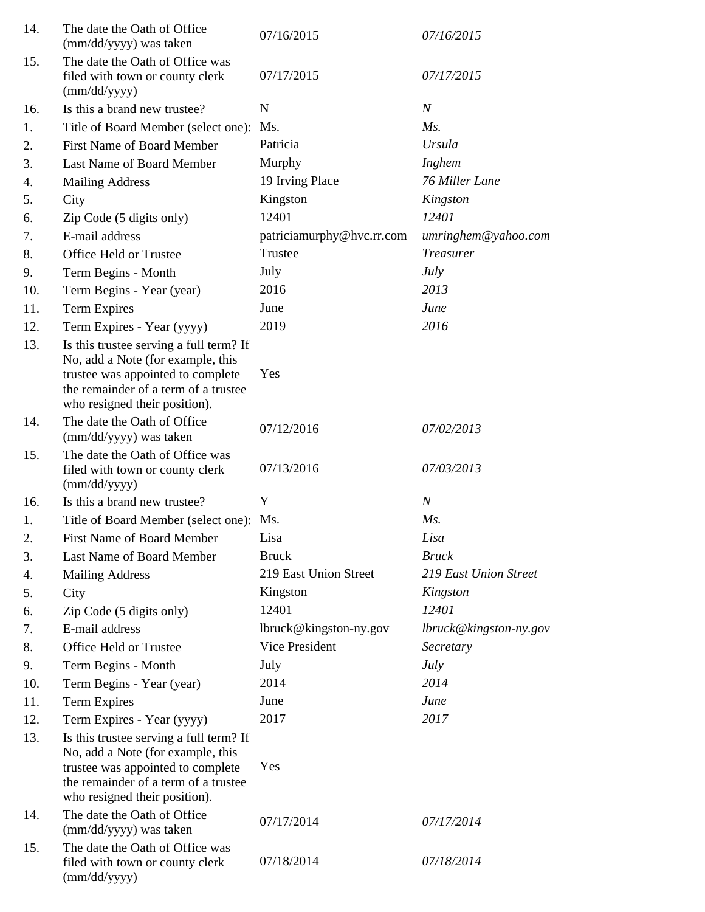| | | | |
|---|---|---|---|
| 14. | The date the Oath of Office (mm/dd/yyyy) was taken | 07/16/2015 | *07/16/2015* |
| 15. | The date the Oath of Office was filed with town or county clerk (mm/dd/yyyy) | 07/17/2015 | *07/17/2015* |
| 16. | Is this a brand new trustee? | N | *N* |
| 1. | Title of Board Member (select one): | Ms. | *Ms.* |
| 2. | First Name of Board Member | Patricia | *Ursula* |
| 3. | Last Name of Board Member | Murphy | *Inghem* |
| 4. | Mailing Address | 19 Irving Place | *76 Miller Lane* |
| 5. | City | Kingston | *Kingston* |
| 6. | Zip Code (5 digits only) | 12401 | *12401* |
| 7. | E-mail address | patriciamurphy@hvc.rr.com | *umringhem@yahoo.com* |
| 8. | Office Held or Trustee | Trustee | *Treasurer* |
| 9. | Term Begins - Month | July | *July* |
| 10. | Term Begins - Year (year) | 2016 | *2013* |
| 11. | Term Expires | June | *June* |
| 12. | Term Expires - Year (yyyy) | 2019 | *2016* |
| 13. | Is this trustee serving a full term? If No, add a Note (for example, this trustee was appointed to complete the remainder of a term of a trustee who resigned their position). | Yes | |
| 14. | The date the Oath of Office (mm/dd/yyyy) was taken | 07/12/2016 | *07/02/2013* |
| 15. | The date the Oath of Office was filed with town or county clerk (mm/dd/yyyy) | 07/13/2016 | *07/03/2013* |
| 16. | Is this a brand new trustee? | Y | *N* |
| 1. | Title of Board Member (select one): | Ms. | *Ms.* |
| 2. | First Name of Board Member | Lisa | *Lisa* |
| 3. | Last Name of Board Member | Bruck | *Bruck* |
| 4. | Mailing Address | 219 East Union Street | *219 East Union Street* |
| 5. | City | Kingston | *Kingston* |
| 6. | Zip Code (5 digits only) | 12401 | *12401* |
| 7. | E-mail address | lbruck@kingston-ny.gov | *lbruck@kingston-ny.gov* |
| 8. | Office Held or Trustee | Vice President | *Secretary* |
| 9. | Term Begins - Month | July | *July* |
| 10. | Term Begins - Year (year) | 2014 | *2014* |
| 11. | Term Expires | June | *June* |
| 12. | Term Expires - Year (yyyy) | 2017 | *2017* |
| 13. | Is this trustee serving a full term? If No, add a Note (for example, this trustee was appointed to complete the remainder of a term of a trustee who resigned their position). | Yes | |
| 14. | The date the Oath of Office (mm/dd/yyyy) was taken | 07/17/2014 | *07/17/2014* |
| 15. | The date the Oath of Office was filed with town or county clerk (mm/dd/yyyy) | 07/18/2014 | *07/18/2014* |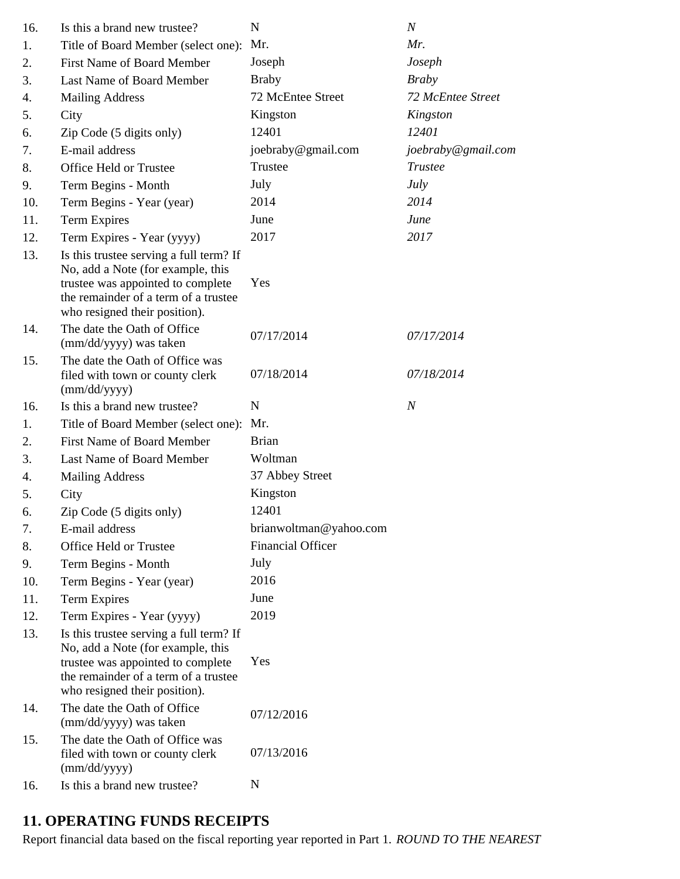| | | | |
|---|---|---|---|
| 16. | Is this a brand new trustee? | N | *N* |
| 1. | Title of Board Member (select one): | Mr. | *Mr.* |
| 2. | First Name of Board Member | Joseph | *Joseph* |
| 3. | Last Name of Board Member | Braby | *Braby* |
| 4. | Mailing Address | 72 McEntee Street | *72 McEntee Street* |
| 5. | City | Kingston | *Kingston* |
| 6. | Zip Code (5 digits only) | 12401 | *12401* |
| 7. | E-mail address | joebraby@gmail.com | *joebraby@gmail.com* |
| 8. | Office Held or Trustee | Trustee | *Trustee* |
| 9. | Term Begins - Month | July | *July* |
| 10. | Term Begins - Year (year) | 2014 | *2014* |
| 11. | Term Expires | June | *June* |
| 12. | Term Expires - Year (yyyy) | 2017 | *2017* |
| 13. | Is this trustee serving a full term? If No, add a Note (for example, this trustee was appointed to complete the remainder of a term of a trustee who resigned their position). | Yes | |
| 14. | The date the Oath of Office (mm/dd/yyyy) was taken | 07/17/2014 | *07/17/2014* |
| 15. | The date the Oath of Office was filed with town or county clerk (mm/dd/yyyy) | 07/18/2014 | *07/18/2014* |
| 16. | Is this a brand new trustee? | N | *N* |
| 1. | Title of Board Member (select one): | Mr. | |
| 2. | First Name of Board Member | Brian | |
| 3. | Last Name of Board Member | Woltman | |
| 4. | Mailing Address | 37 Abbey Street | |
| 5. | City | Kingston | |
| 6. | Zip Code (5 digits only) | 12401 | |
| 7. | E-mail address | brianwoltman@yahoo.com | |
| 8. | Office Held or Trustee | Financial Officer | |
| 9. | Term Begins - Month | July | |
| 10. | Term Begins - Year (year) | 2016 | |
| 11. | Term Expires | June | |
| 12. | Term Expires - Year (yyyy) | 2019 | |
| 13. | Is this trustee serving a full term? If No, add a Note (for example, this trustee was appointed to complete the remainder of a term of a trustee who resigned their position). | Yes | |
| 14. | The date the Oath of Office (mm/dd/yyyy) was taken | 07/12/2016 | |
| 15. | The date the Oath of Office was filed with town or county clerk (mm/dd/yyyy) | 07/13/2016 | |
| 16. | Is this a brand new trustee? | N | |

## 11. OPERATING FUNDS RECEIPTS

Report financial data based on the fiscal reporting year reported in Part 1. *ROUND TO THE NEAREST*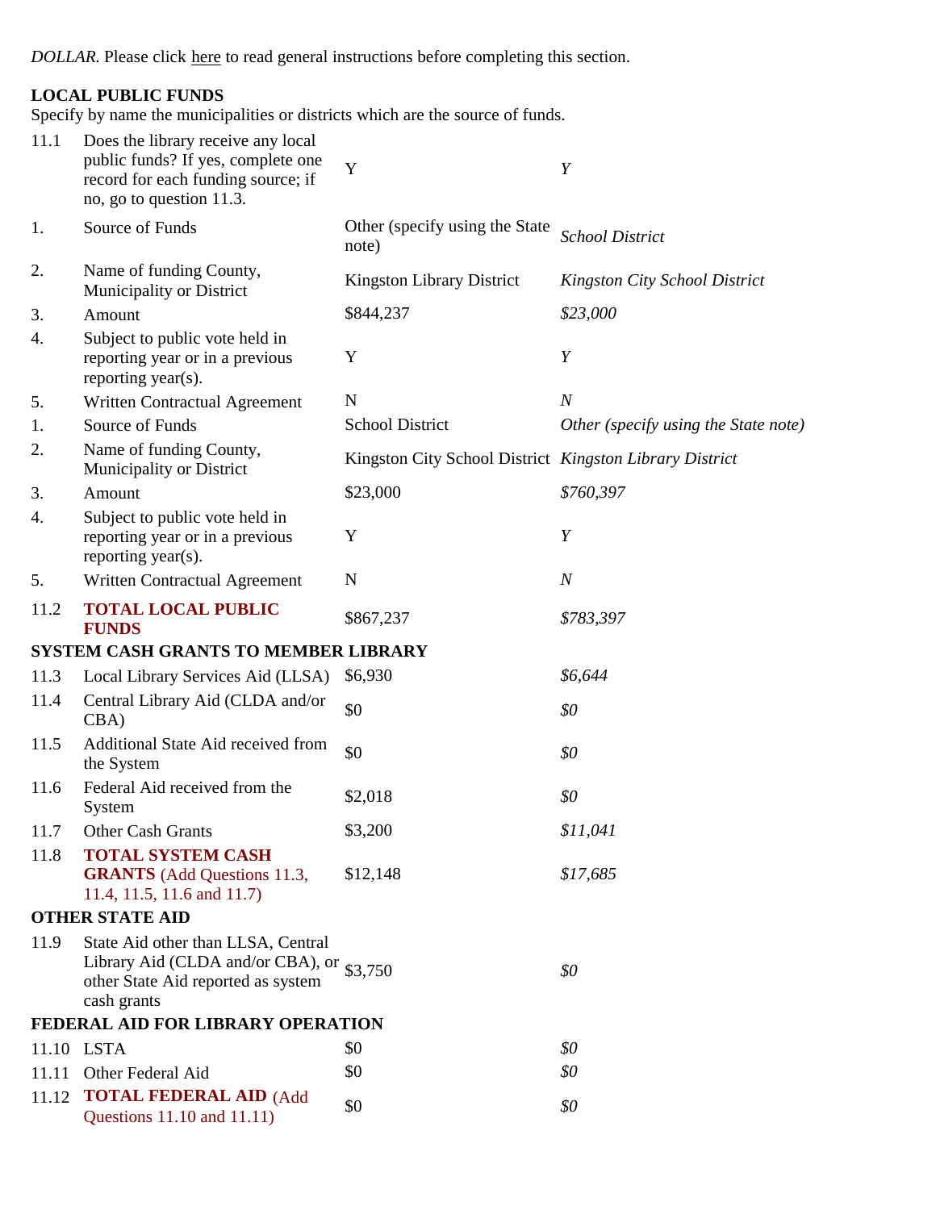*DOLLAR.* Please click here to read general instructions before completing this section.

**LOCAL PUBLIC FUNDS**
Specify by name the municipalities or districts which are the source of funds.

| | | | |
|---|---|---|---|
| 11.1 | Does the library receive any local public funds? If yes, complete one record for each funding source; if no, go to question 11.3. | Y | *Y* |
| 1. | Source of Funds | Other (specify using the State note) | *School District* |
| 2. | Name of funding County, Municipality or District | Kingston Library District | *Kingston City School District* |
| 3. | Amount | $844,237 | *$23,000* |
| 4. | Subject to public vote held in reporting year or in a previous reporting year(s). | Y | *Y* |
| 5. | Written Contractual Agreement | N | *N* |
| 1. | Source of Funds | School District | *Other (specify using the State note)* |
| 2. | Name of funding County, Municipality or District | Kingston City School District | *Kingston Library District* |
| 3. | Amount | $23,000 | *$760,397* |
| 4. | Subject to public vote held in reporting year or in a previous reporting year(s). | Y | *Y* |
| 5. | Written Contractual Agreement | N | *N* |
| 11.2 | **TOTAL LOCAL PUBLIC FUNDS** | $867,237 | *$783,397* |

**SYSTEM CASH GRANTS TO MEMBER LIBRARY**

| | | | |
|---|---|---|---|
| 11.3 | Local Library Services Aid (LLSA) | $6,930 | *$6,644* |
| 11.4 | Central Library Aid (CLDA and/or CBA) | $0 | *$0* |
| 11.5 | Additional State Aid received from the System | $0 | *$0* |
| 11.6 | Federal Aid received from the System | $2,018 | *$0* |
| 11.7 | Other Cash Grants | $3,200 | *$11,041* |
| 11.8 | **TOTAL SYSTEM CASH GRANTS** (Add Questions 11.3, 11.4, 11.5, 11.6 and 11.7) | $12,148 | *$17,685* |

**OTHER STATE AID**

| | | | |
|---|---|---|---|
| 11.9 | State Aid other than LLSA, Central Library Aid (CLDA and/or CBA), or other State Aid reported as system cash grants | $3,750 | *$0* |

**FEDERAL AID FOR LIBRARY OPERATION**

| | | | |
|---|---|---|---|
| 11.10 | LSTA | $0 | *$0* |
| 11.11 | Other Federal Aid | $0 | *$0* |
| 11.12 | **TOTAL FEDERAL AID** (Add Questions 11.10 and 11.11) | $0 | *$0* |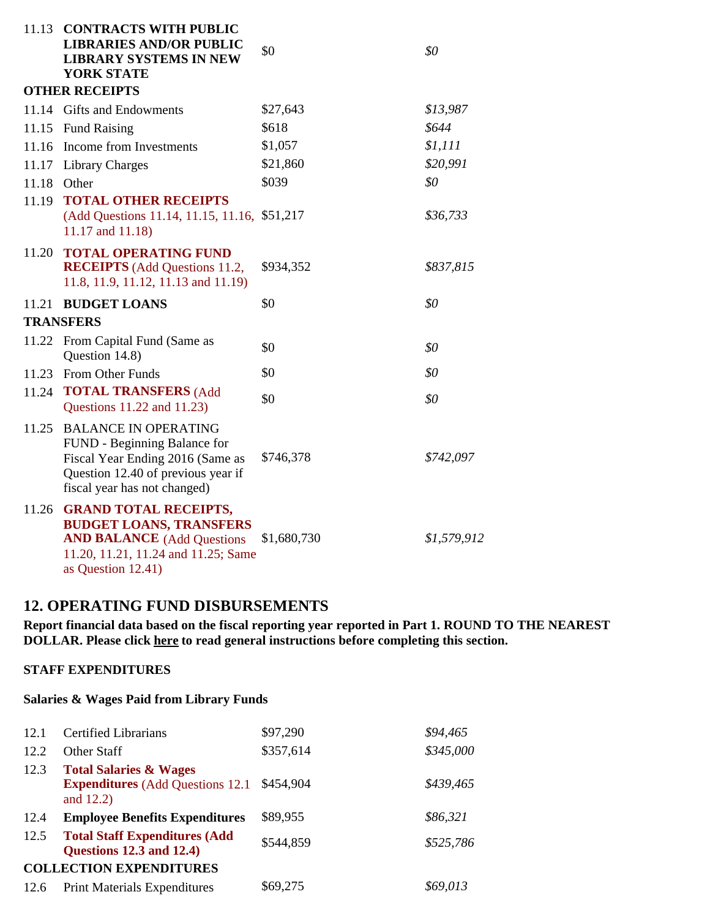| | | | |
|---|---|---|---|
| 11.13 | **CONTRACTS WITH PUBLIC LIBRARIES AND/OR PUBLIC LIBRARY SYSTEMS IN NEW YORK STATE** | $0 | *$0* |
| **OTHER RECEIPTS** | | | |
| 11.14 | Gifts and Endowments | $27,643 | *$13,987* |
| 11.15 | Fund Raising | $618 | *$644* |
| 11.16 | Income from Investments | $1,057 | *$1,111* |
| 11.17 | Library Charges | $21,860 | *$20,991* |
| 11.18 | Other | $039 | *$0* |
| 11.19 | **TOTAL OTHER RECEIPTS** (Add Questions 11.14, 11.15, 11.16, 11.17 and 11.18) | $51,217 | *$36,733* |
| 11.20 | **TOTAL OPERATING FUND RECEIPTS** (Add Questions 11.2, 11.8, 11.9, 11.12, 11.13 and 11.19) | $934,352 | *$837,815* |
| 11.21 | **BUDGET LOANS** | $0 | *$0* |
| **TRANSFERS** | | | |
| 11.22 | From Capital Fund (Same as Question 14.8) | $0 | *$0* |
| 11.23 | From Other Funds | $0 | *$0* |
| 11.24 | **TOTAL TRANSFERS** (Add Questions 11.22 and 11.23) | $0 | *$0* |
| 11.25 | BALANCE IN OPERATING FUND - Beginning Balance for Fiscal Year Ending 2016 (Same as Question 12.40 of previous year if fiscal year has not changed) | $746,378 | *$742,097* |
| 11.26 | **GRAND TOTAL RECEIPTS, BUDGET LOANS, TRANSFERS AND BALANCE** (Add Questions 11.20, 11.21, 11.24 and 11.25; Same as Question 12.41) | $1,680,730 | *$1,579,912* |

## 12. OPERATING FUND DISBURSEMENTS

**Report financial data based on the fiscal reporting year reported in Part 1. ROUND TO THE NEAREST DOLLAR. Please click here to read general instructions before completing this section.**

**STAFF EXPENDITURES**

**Salaries & Wages Paid from Library Funds**

| | | | |
|---|---|---|---|
| 12.1 | Certified Librarians | $97,290 | *$94,465* |
| 12.2 | Other Staff | $357,614 | *$345,000* |
| 12.3 | **Total Salaries & Wages Expenditures** (Add Questions 12.1 and 12.2) | $454,904 | *$439,465* |
| 12.4 | **Employee Benefits Expenditures** | $89,955 | *$86,321* |
| 12.5 | **Total Staff Expenditures (Add Questions 12.3 and 12.4)** | $544,859 | *$525,786* |
| **COLLECTION EXPENDITURES** | | | |
| 12.6 | Print Materials Expenditures | $69,275 | *$69,013* |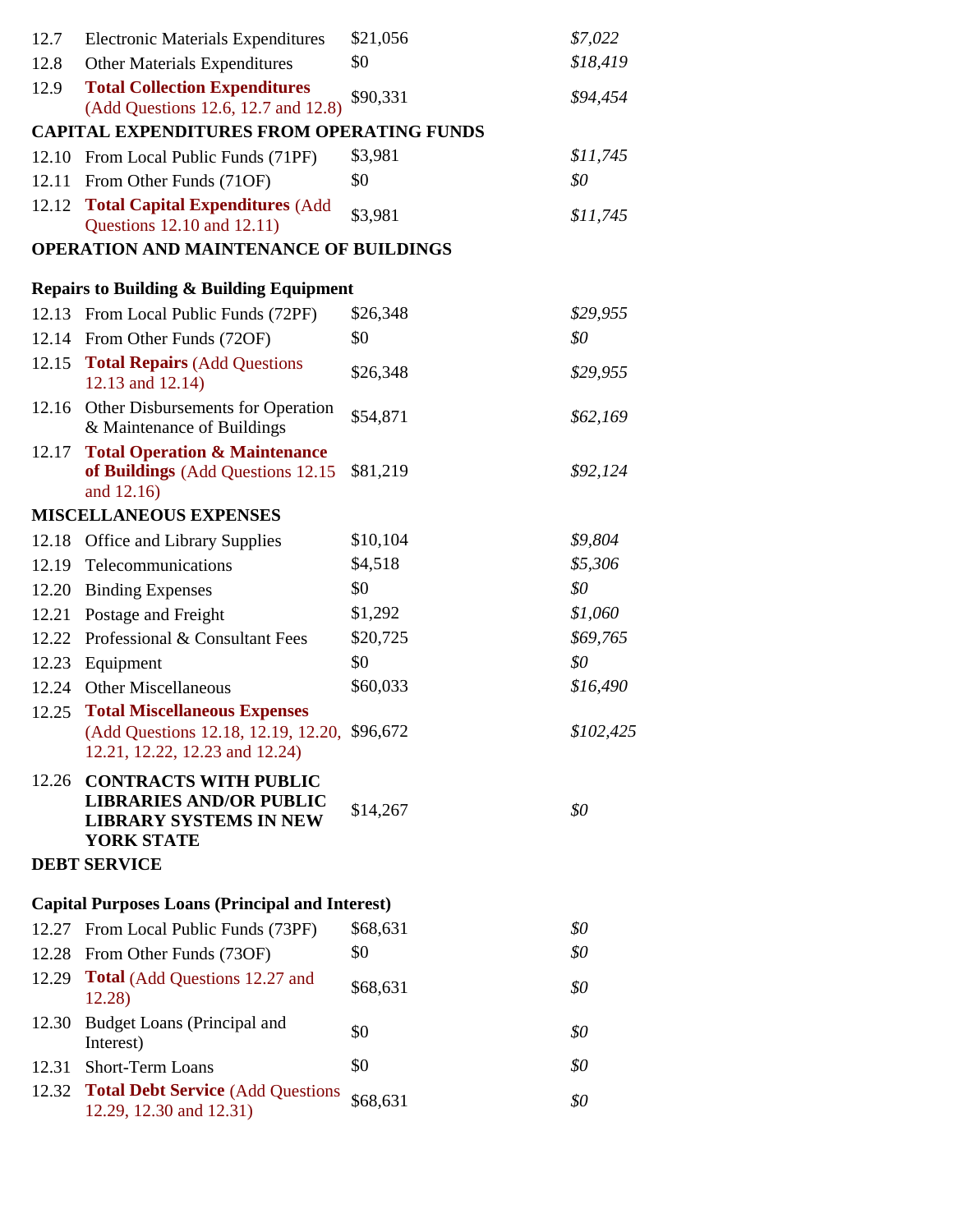| | | | |
|---|---|---|---|
| 12.7 | Electronic Materials Expenditures | $21,056 | *$7,022* |
| 12.8 | Other Materials Expenditures | $0 | *$18,419* |
| 12.9 | **Total Collection Expenditures** (Add Questions 12.6, 12.7 and 12.8) | $90,331 | *$94,454* |
| **CAPITAL EXPENDITURES FROM OPERATING FUNDS** | | | |
| 12.10 | From Local Public Funds (71PF) | $3,981 | *$11,745* |
| 12.11 | From Other Funds (71OF) | $0 | *$0* |
| 12.12 | **Total Capital Expenditures** (Add Questions 12.10 and 12.11) | $3,981 | *$11,745* |
| **OPERATION AND MAINTENANCE OF BUILDINGS** | | | |
| **Repairs to Building & Building Equipment** | | | |
| 12.13 | From Local Public Funds (72PF) | $26,348 | *$29,955* |
| 12.14 | From Other Funds (72OF) | $0 | *$0* |
| 12.15 | **Total Repairs** (Add Questions 12.13 and 12.14) | $26,348 | *$29,955* |
| 12.16 | Other Disbursements for Operation & Maintenance of Buildings | $54,871 | *$62,169* |
| 12.17 | **Total Operation & Maintenance of Buildings** (Add Questions 12.15 and 12.16) | $81,219 | *$92,124* |
| **MISCELLANEOUS EXPENSES** | | | |
| 12.18 | Office and Library Supplies | $10,104 | *$9,804* |
| 12.19 | Telecommunications | $4,518 | *$5,306* |
| 12.20 | Binding Expenses | $0 | *$0* |
| 12.21 | Postage and Freight | $1,292 | *$1,060* |
| 12.22 | Professional & Consultant Fees | $20,725 | *$69,765* |
| 12.23 | Equipment | $0 | *$0* |
| 12.24 | Other Miscellaneous | $60,033 | *$16,490* |
| 12.25 | **Total Miscellaneous Expenses** (Add Questions 12.18, 12.19, 12.20, 12.21, 12.22, 12.23 and 12.24) | $96,672 | *$102,425* |
| 12.26 | **CONTRACTS WITH PUBLIC LIBRARIES AND/OR PUBLIC LIBRARY SYSTEMS IN NEW YORK STATE** | $14,267 | *$0* |
| **DEBT SERVICE** | | | |
| **Capital Purposes Loans (Principal and Interest)** | | | |
| 12.27 | From Local Public Funds (73PF) | $68,631 | *$0* |
| 12.28 | From Other Funds (73OF) | $0 | *$0* |
| 12.29 | **Total** (Add Questions 12.27 and 12.28) | $68,631 | *$0* |
| 12.30 | Budget Loans (Principal and Interest) | $0 | *$0* |
| 12.31 | Short-Term Loans | $0 | *$0* |
| 12.32 | **Total Debt Service** (Add Questions 12.29, 12.30 and 12.31) | $68,631 | *$0* |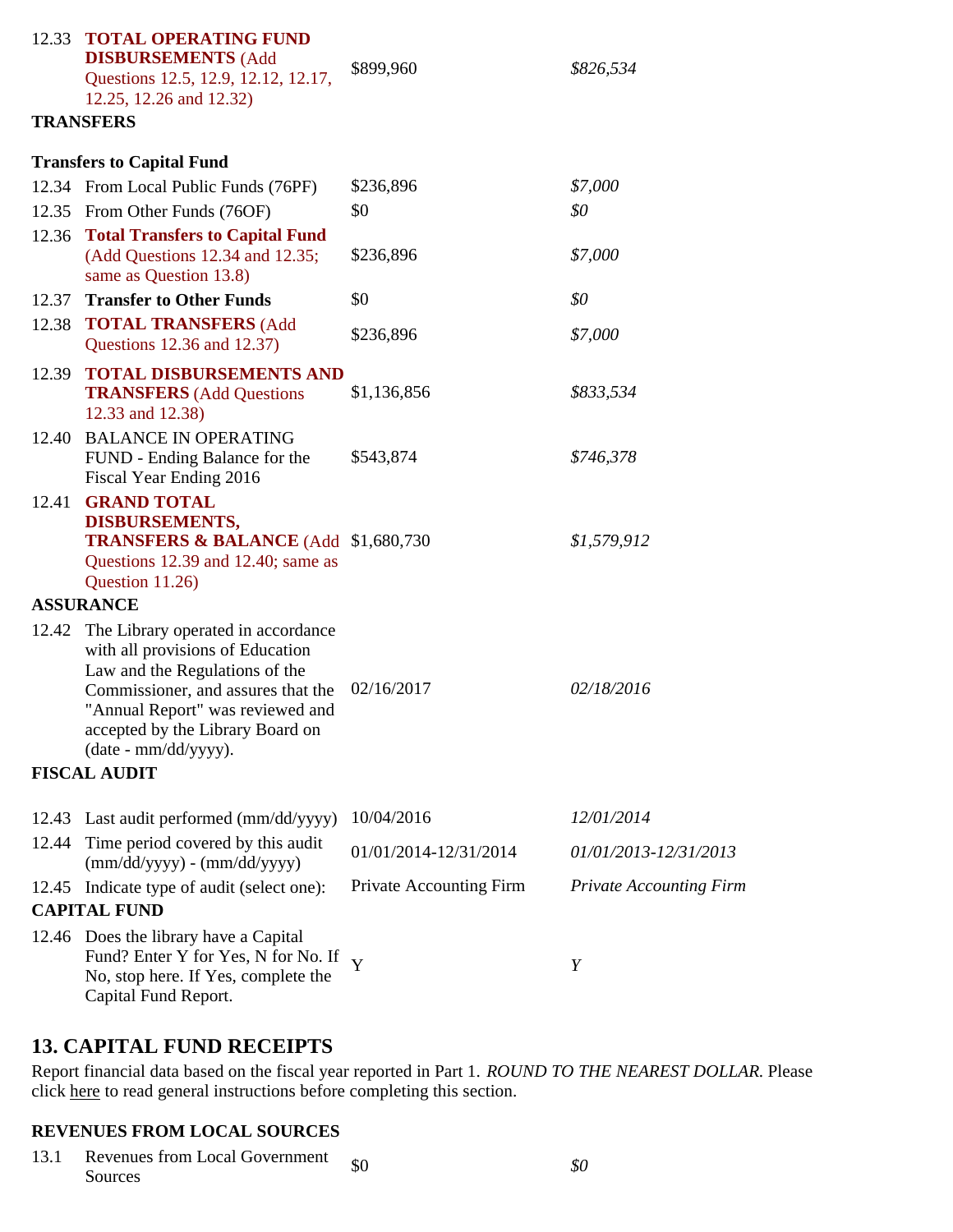| | | | |
|---|---|---|---|
| 12.33 | **TOTAL OPERATING FUND DISBURSEMENTS** (Add Questions 12.5, 12.9, 12.12, 12.17, 12.25, 12.26 and 12.32) | $899,960 | *$826,534* |
| **TRANSFERS** | | | |
| **Transfers to Capital Fund** | | | |
| 12.34 | From Local Public Funds (76PF) | $236,896 | *$7,000* |
| 12.35 | From Other Funds (76OF) | $0 | *$0* |
| 12.36 | **Total Transfers to Capital Fund** (Add Questions 12.34 and 12.35; same as Question 13.8) | $236,896 | *$7,000* |
| 12.37 | **Transfer to Other Funds** | $0 | *$0* |
| 12.38 | **TOTAL TRANSFERS** (Add Questions 12.36 and 12.37) | $236,896 | *$7,000* |
| 12.39 | **TOTAL DISBURSEMENTS AND TRANSFERS** (Add Questions 12.33 and 12.38) | $1,136,856 | *$833,534* |
| 12.40 | BALANCE IN OPERATING FUND - Ending Balance for the Fiscal Year Ending 2016 | $543,874 | *$746,378* |
| 12.41 | **GRAND TOTAL DISBURSEMENTS, TRANSFERS & BALANCE** (Add Questions 12.39 and 12.40; same as Question 11.26) | $1,680,730 | *$1,579,912* |
| **ASSURANCE** | | | |
| 12.42 | The Library operated in accordance with all provisions of Education Law and the Regulations of the Commissioner, and assures that the "Annual Report" was reviewed and accepted by the Library Board on (date - mm/dd/yyyy). | 02/16/2017 | *02/18/2016* |
| **FISCAL AUDIT** | | | |
| 12.43 | Last audit performed (mm/dd/yyyy) | 10/04/2016 | *12/01/2014* |
| 12.44 | Time period covered by this audit (mm/dd/yyyy) - (mm/dd/yyyy) | 01/01/2014-12/31/2014 | *01/01/2013-12/31/2013* |
| 12.45 | Indicate type of audit (select one): | Private Accounting Firm | *Private Accounting Firm* |
| **CAPITAL FUND** | | | |
| 12.46 | Does the library have a Capital Fund? Enter Y for Yes, N for No. If No, stop here. If Yes, complete the Capital Fund Report. | Y | *Y* |

## 13. CAPITAL FUND RECEIPTS

Report financial data based on the fiscal year reported in Part 1. *ROUND TO THE NEAREST DOLLAR.* Please click here to read general instructions before completing this section.

| | | | |
|---|---|---|---|
| **REVENUES FROM LOCAL SOURCES** | | | |
| 13.1 | Revenues from Local Government Sources | $0 | *$0* |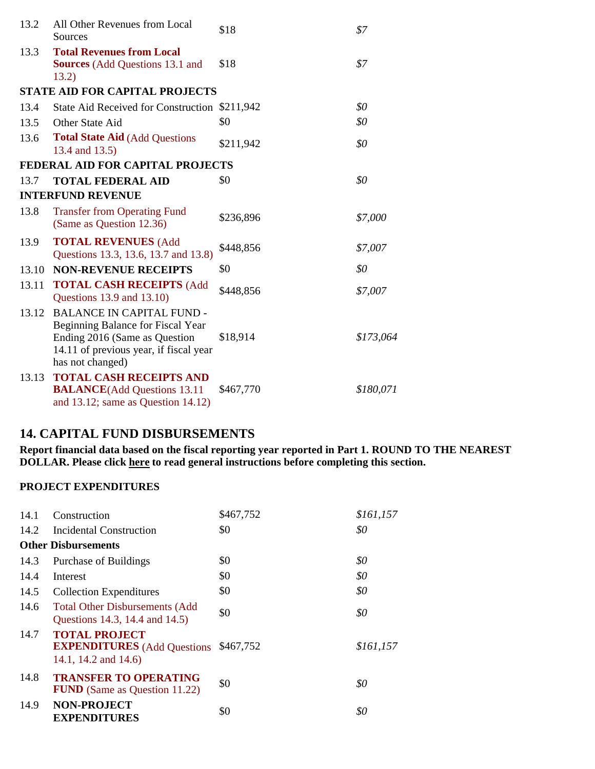| | | | |
|---|---|---|---|
| 13.2 | All Other Revenues from Local Sources | $18 | *$7* |
| 13.3 | **Total Revenues from Local Sources** (Add Questions 13.1 and 13.2) | $18 | *$7* |
| **STATE AID FOR CAPITAL PROJECTS** | | | |
| 13.4 | State Aid Received for Construction | $211,942 | *$0* |
| 13.5 | Other State Aid | $0 | *$0* |
| 13.6 | **Total State Aid** (Add Questions 13.4 and 13.5) | $211,942 | *$0* |
| **FEDERAL AID FOR CAPITAL PROJECTS** | | | |
| 13.7 | **TOTAL FEDERAL AID** | $0 | *$0* |
| **INTERFUND REVENUE** | | | |
| 13.8 | Transfer from Operating Fund (Same as Question 12.36) | $236,896 | *$7,000* |
| 13.9 | **TOTAL REVENUES** (Add Questions 13.3, 13.6, 13.7 and 13.8) | $448,856 | *$7,007* |
| 13.10 | **NON-REVENUE RECEIPTS** | $0 | *$0* |
| 13.11 | **TOTAL CASH RECEIPTS** (Add Questions 13.9 and 13.10) | $448,856 | *$7,007* |
| 13.12 | BALANCE IN CAPITAL FUND - Beginning Balance for Fiscal Year Ending 2016 (Same as Question 14.11 of previous year, if fiscal year has not changed) | $18,914 | *$173,064* |
| 13.13 | **TOTAL CASH RECEIPTS AND BALANCE**(Add Questions 13.11 and 13.12; same as Question 14.12) | $467,770 | *$180,071* |

## 14. CAPITAL FUND DISBURSEMENTS

**Report financial data based on the fiscal reporting year reported in Part 1. ROUND TO THE NEAREST DOLLAR. Please click here to read general instructions before completing this section.**

**PROJECT EXPENDITURES**

| | | | |
|---|---|---|---|
| 14.1 | Construction | $467,752 | *$161,157* |
| 14.2 | Incidental Construction | $0 | *$0* |
| **Other Disbursements** | | | |
| 14.3 | Purchase of Buildings | $0 | *$0* |
| 14.4 | Interest | $0 | *$0* |
| 14.5 | Collection Expenditures | $0 | *$0* |
| 14.6 | Total Other Disbursements (Add Questions 14.3, 14.4 and 14.5) | $0 | *$0* |
| 14.7 | **TOTAL PROJECT EXPENDITURES** (Add Questions 14.1, 14.2 and 14.6) | $467,752 | *$161,157* |
| 14.8 | **TRANSFER TO OPERATING FUND** (Same as Question 11.22) | $0 | *$0* |
| 14.9 | **NON-PROJECT EXPENDITURES** | $0 | *$0* |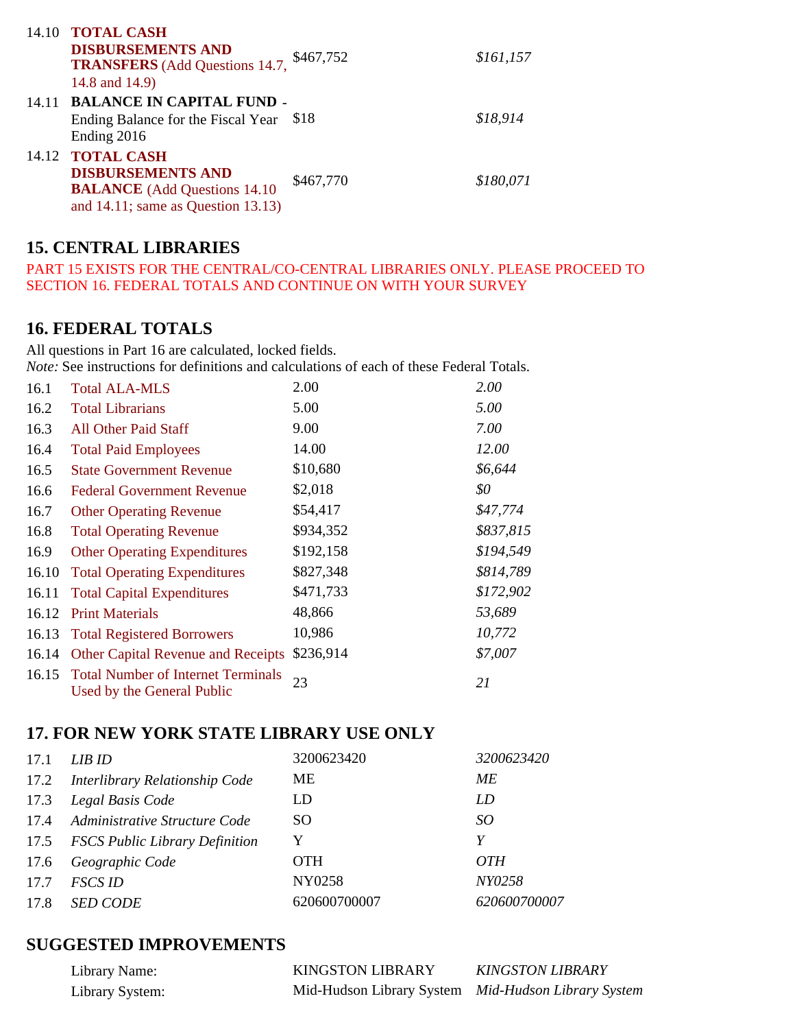| | | | |
|---|---|---|---|
| 14.10 | **TOTAL CASH DISBURSEMENTS AND TRANSFERS** (Add Questions 14.7, 14.8 and 14.9) | $467,752 | *$161,157* |
| 14.11 | **BALANCE IN CAPITAL FUND** - Ending Balance for the Fiscal Year Ending 2016 | $18 | *$18,914* |
| 14.12 | **TOTAL CASH DISBURSEMENTS AND BALANCE** (Add Questions 14.10 and 14.11; same as Question 13.13) | $467,770 | *$180,071* |

## 15. CENTRAL LIBRARIES

PART 15 EXISTS FOR THE CENTRAL/CO-CENTRAL LIBRARIES ONLY. PLEASE PROCEED TO SECTION 16. FEDERAL TOTALS AND CONTINUE ON WITH YOUR SURVEY

## 16. FEDERAL TOTALS

All questions in Part 16 are calculated, locked fields.
*Note:* See instructions for definitions and calculations of each of these Federal Totals.

| | | | |
|---|---|---|---|
| 16.1 | Total ALA-MLS | 2.00 | *2.00* |
| 16.2 | Total Librarians | 5.00 | *5.00* |
| 16.3 | All Other Paid Staff | 9.00 | *7.00* |
| 16.4 | Total Paid Employees | 14.00 | *12.00* |
| 16.5 | State Government Revenue | $10,680 | *$6,644* |
| 16.6 | Federal Government Revenue | $2,018 | *$0* |
| 16.7 | Other Operating Revenue | $54,417 | *$47,774* |
| 16.8 | Total Operating Revenue | $934,352 | *$837,815* |
| 16.9 | Other Operating Expenditures | $192,158 | *$194,549* |
| 16.10 | Total Operating Expenditures | $827,348 | *$814,789* |
| 16.11 | Total Capital Expenditures | $471,733 | *$172,902* |
| 16.12 | Print Materials | 48,866 | *53,689* |
| 16.13 | Total Registered Borrowers | 10,986 | *10,772* |
| 16.14 | Other Capital Revenue and Receipts | $236,914 | *$7,007* |
| 16.15 | Total Number of Internet Terminals Used by the General Public | 23 | *21* |

## 17. FOR NEW YORK STATE LIBRARY USE ONLY

| | | | |
|---|---|---|---|
| 17.1 | *LIB ID* | 3200623420 | *3200623420* |
| 17.2 | *Interlibrary Relationship Code* | ME | *ME* |
| 17.3 | *Legal Basis Code* | LD | *LD* |
| 17.4 | *Administrative Structure Code* | SO | *SO* |
| 17.5 | *FSCS Public Library Definition* | Y | *Y* |
| 17.6 | *Geographic Code* | OTH | *OTH* |
| 17.7 | *FSCS ID* | NY0258 | *NY0258* |
| 17.8 | *SED CODE* | 620600700007 | *620600700007* |

## SUGGESTED IMPROVEMENTS

| | | |
|---|---|---|
| Library Name: | KINGSTON LIBRARY | *KINGSTON LIBRARY* |
| Library System: | Mid-Hudson Library System | *Mid-Hudson Library System* |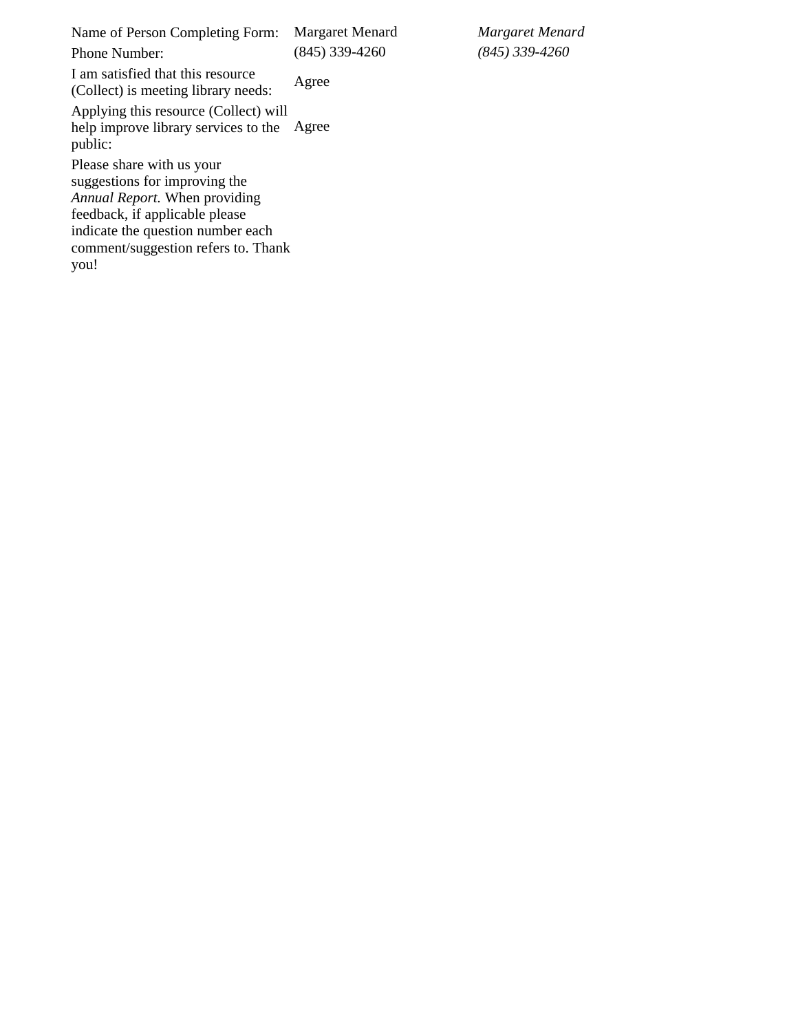| | | |
|---|---|---|
| Name of Person Completing Form: | Margaret Menard | *Margaret Menard* |
| Phone Number: | (845) 339-4260 | *(845) 339-4260* |
| I am satisfied that this resource (Collect) is meeting library needs: | Agree | |
| Applying this resource (Collect) will help improve library services to the public: | Agree | |
| Please share with us your suggestions for improving the *Annual Report.* When providing feedback, if applicable please indicate the question number each comment/suggestion refers to. Thank you! | | |